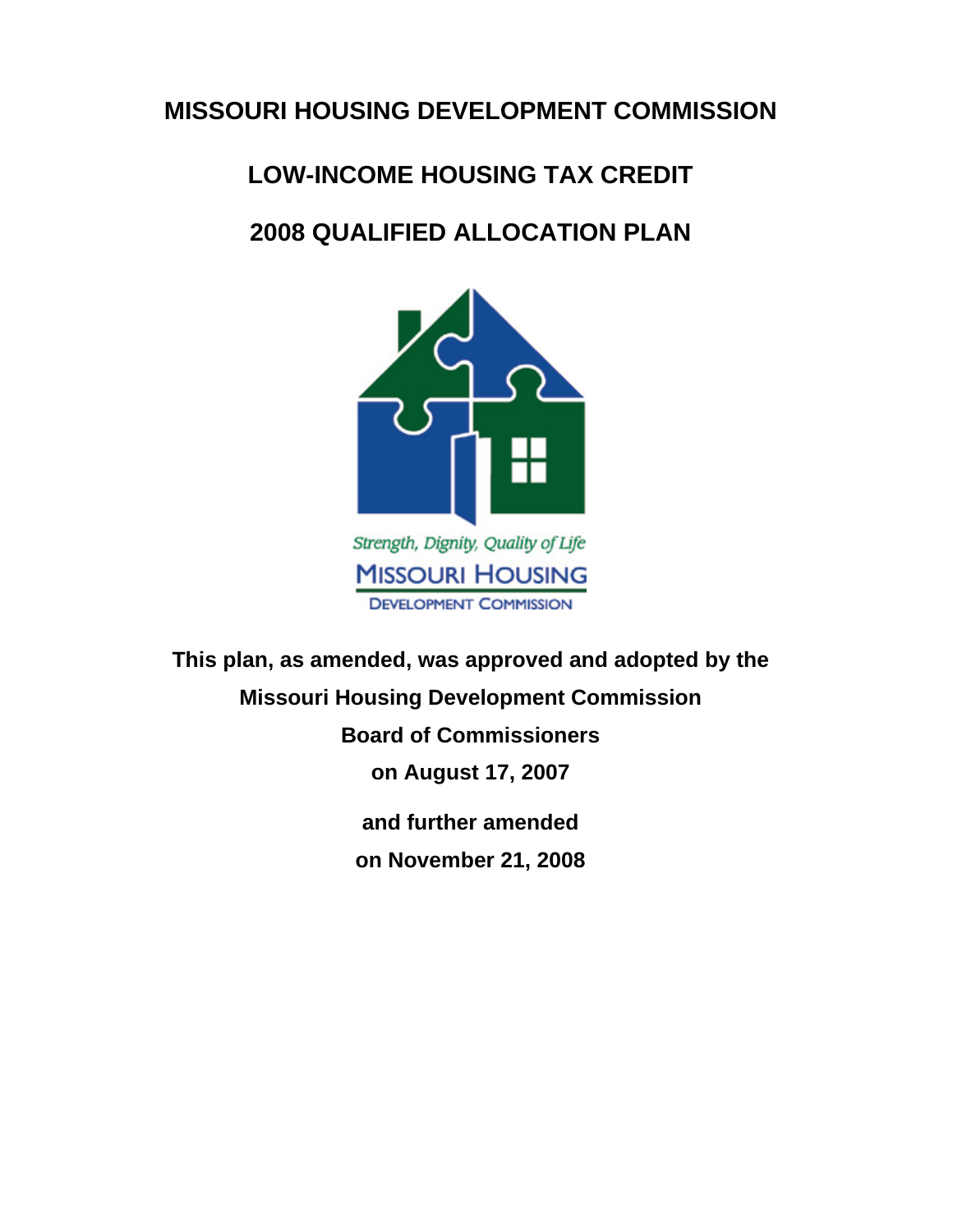# MISSOURI HOUSING DEVELOPMENT COMMISSION

# LOW-INCOME HOUSING TAX CREDIT

# 2008 QUALIFIED ALLOCATION PLAN

*Strength, Dignity, Quality of Life*

MISSOURI HOUSING

DEVELOPMENT COMMISSION

**This plan, as amended, was approved and adopted by the**

**Missouri Housing Development Commission**

**Board of Commissioners**

**on August 17, 2007**

**and further amended**

**on November 21, 2008**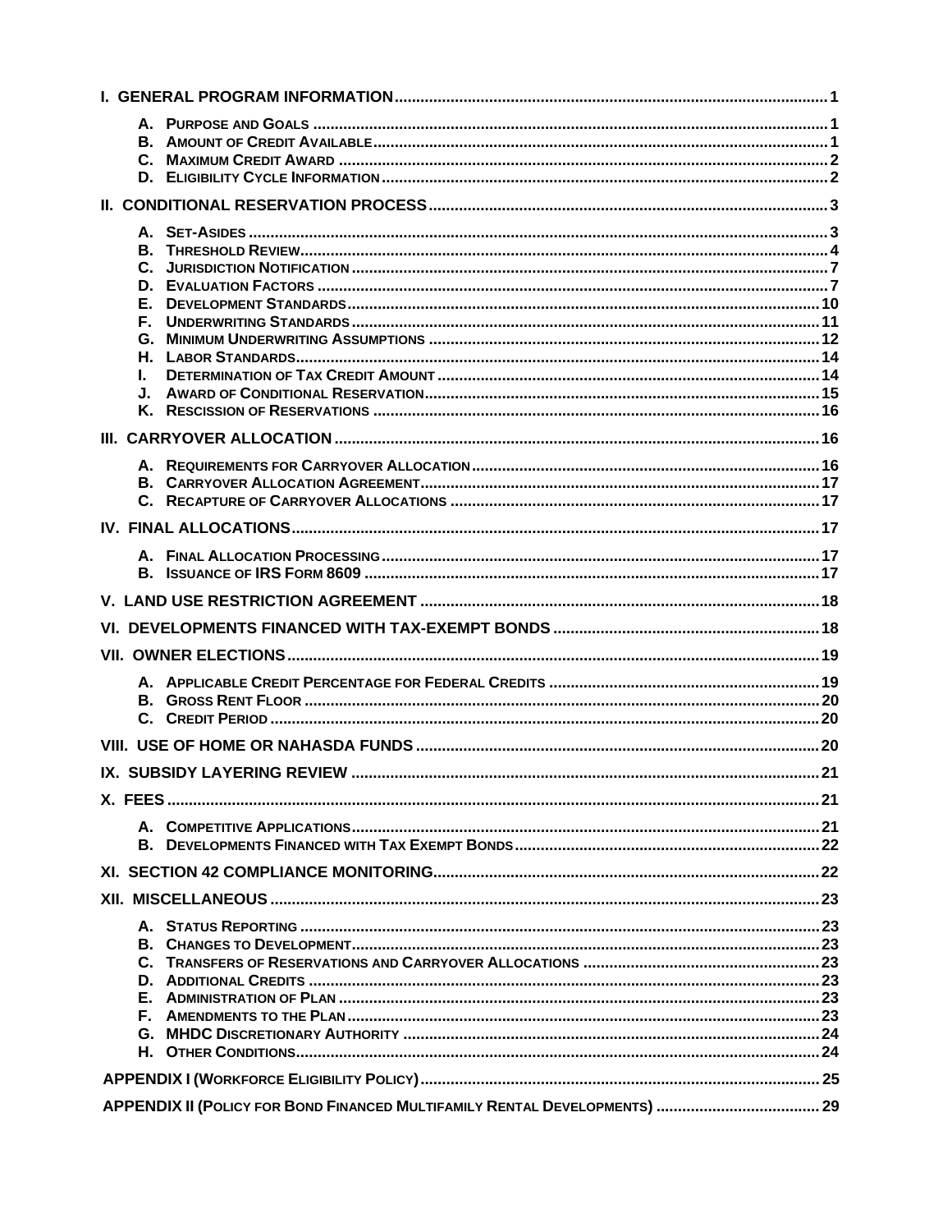**I. GENERAL PROGRAM INFORMATION** .......... 1

- A. PURPOSE AND GOALS .......... 1
- B. AMOUNT OF CREDIT AVAILABLE .......... 1
- C. MAXIMUM CREDIT AWARD .......... 2
- D. ELIGIBILITY CYCLE INFORMATION .......... 2

**II. CONDITIONAL RESERVATION PROCESS** .......... 3

- A. SET-ASIDES .......... 3
- B. THRESHOLD REVIEW .......... 4
- C. JURISDICTION NOTIFICATION .......... 7
- D. EVALUATION FACTORS .......... 7
- E. DEVELOPMENT STANDARDS .......... 10
- F. UNDERWRITING STANDARDS .......... 11
- G. MINIMUM UNDERWRITING ASSUMPTIONS .......... 12
- H. LABOR STANDARDS .......... 14
- I. DETERMINATION OF TAX CREDIT AMOUNT .......... 14
- J. AWARD OF CONDITIONAL RESERVATION .......... 15
- K. RESCISSION OF RESERVATIONS .......... 16

**III. CARRYOVER ALLOCATION** .......... 16

- A. REQUIREMENTS FOR CARRYOVER ALLOCATION .......... 16
- B. CARRYOVER ALLOCATION AGREEMENT .......... 17
- C. RECAPTURE OF CARRYOVER ALLOCATIONS .......... 17

**IV. FINAL ALLOCATIONS** .......... 17

- A. FINAL ALLOCATION PROCESSING .......... 17
- B. ISSUANCE OF IRS FORM 8609 .......... 17

**V. LAND USE RESTRICTION AGREEMENT** .......... 18

**VI. DEVELOPMENTS FINANCED WITH TAX-EXEMPT BONDS** .......... 18

**VII. OWNER ELECTIONS** .......... 19

- A. APPLICABLE CREDIT PERCENTAGE FOR FEDERAL CREDITS .......... 19
- B. GROSS RENT FLOOR .......... 20
- C. CREDIT PERIOD .......... 20

**VIII. USE OF HOME OR NAHASDA FUNDS** .......... 20

**IX. SUBSIDY LAYERING REVIEW** .......... 21

**X. FEES** .......... 21

- A. COMPETITIVE APPLICATIONS .......... 21
- B. DEVELOPMENTS FINANCED WITH TAX EXEMPT BONDS .......... 22

**XI. SECTION 42 COMPLIANCE MONITORING** .......... 22

**XII. MISCELLANEOUS** .......... 23

- A. STATUS REPORTING .......... 23
- B. CHANGES TO DEVELOPMENT .......... 23
- C. TRANSFERS OF RESERVATIONS AND CARRYOVER ALLOCATIONS .......... 23
- D. ADDITIONAL CREDITS .......... 23
- E. ADMINISTRATION OF PLAN .......... 23
- F. AMENDMENTS TO THE PLAN .......... 23
- G. MHDC DISCRETIONARY AUTHORITY .......... 24
- H. OTHER CONDITIONS .......... 24

**APPENDIX I (WORKFORCE ELIGIBILITY POLICY)** .......... 25

**APPENDIX II (POLICY FOR BOND FINANCED MULTIFAMILY RENTAL DEVELOPMENTS)** .......... 29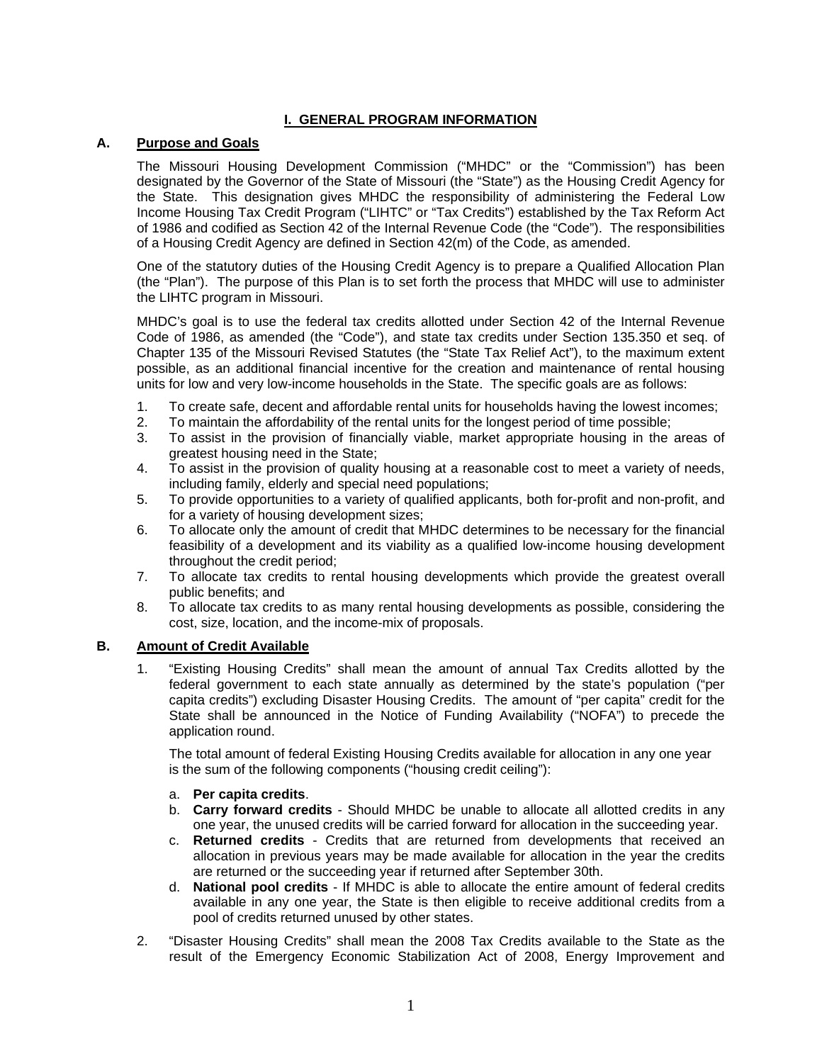# I. GENERAL PROGRAM INFORMATION

## A. Purpose and Goals

The Missouri Housing Development Commission ("MHDC" or the "Commission") has been designated by the Governor of the State of Missouri (the "State") as the Housing Credit Agency for the State. This designation gives MHDC the responsibility of administering the Federal Low Income Housing Tax Credit Program ("LIHTC" or "Tax Credits") established by the Tax Reform Act of 1986 and codified as Section 42 of the Internal Revenue Code (the "Code"). The responsibilities of a Housing Credit Agency are defined in Section 42(m) of the Code, as amended.

One of the statutory duties of the Housing Credit Agency is to prepare a Qualified Allocation Plan (the "Plan"). The purpose of this Plan is to set forth the process that MHDC will use to administer the LIHTC program in Missouri.

MHDC's goal is to use the federal tax credits allotted under Section 42 of the Internal Revenue Code of 1986, as amended (the "Code"), and state tax credits under Section 135.350 et seq. of Chapter 135 of the Missouri Revised Statutes (the "State Tax Relief Act"), to the maximum extent possible, as an additional financial incentive for the creation and maintenance of rental housing units for low and very low-income households in the State. The specific goals are as follows:

1. To create safe, decent and affordable rental units for households having the lowest incomes;
2. To maintain the affordability of the rental units for the longest period of time possible;
3. To assist in the provision of financially viable, market appropriate housing in the areas of greatest housing need in the State;
4. To assist in the provision of quality housing at a reasonable cost to meet a variety of needs, including family, elderly and special need populations;
5. To provide opportunities to a variety of qualified applicants, both for-profit and non-profit, and for a variety of housing development sizes;
6. To allocate only the amount of credit that MHDC determines to be necessary for the financial feasibility of a development and its viability as a qualified low-income housing development throughout the credit period;
7. To allocate tax credits to rental housing developments which provide the greatest overall public benefits; and
8. To allocate tax credits to as many rental housing developments as possible, considering the cost, size, location, and the income-mix of proposals.

## B. Amount of Credit Available

1. "Existing Housing Credits" shall mean the amount of annual Tax Credits allotted by the federal government to each state annually as determined by the state's population ("per capita credits") excluding Disaster Housing Credits. The amount of "per capita" credit for the State shall be announced in the Notice of Funding Availability ("NOFA") to precede the application round.

   The total amount of federal Existing Housing Credits available for allocation in any one year is the sum of the following components ("housing credit ceiling"):

   a. **Per capita credits**.
   b. **Carry forward credits** - Should MHDC be unable to allocate all allotted credits in any one year, the unused credits will be carried forward for allocation in the succeeding year.
   c. **Returned credits** - Credits that are returned from developments that received an allocation in previous years may be made available for allocation in the year the credits are returned or the succeeding year if returned after September 30th.
   d. **National pool credits** - If MHDC is able to allocate the entire amount of federal credits available in any one year, the State is then eligible to receive additional credits from a pool of credits returned unused by other states.

2. "Disaster Housing Credits" shall mean the 2008 Tax Credits available to the State as the result of the Emergency Economic Stabilization Act of 2008, Energy Improvement and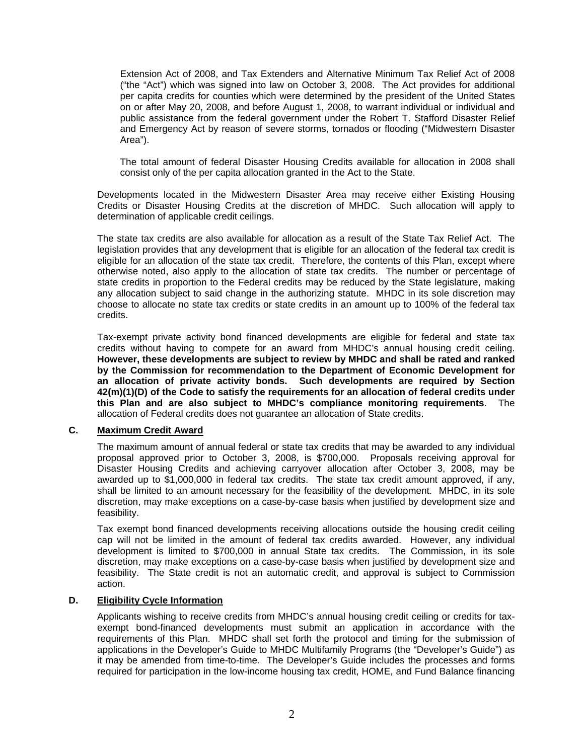Extension Act of 2008, and Tax Extenders and Alternative Minimum Tax Relief Act of 2008 ("the "Act") which was signed into law on October 3, 2008. The Act provides for additional per capita credits for counties which were determined by the president of the United States on or after May 20, 2008, and before August 1, 2008, to warrant individual or individual and public assistance from the federal government under the Robert T. Stafford Disaster Relief and Emergency Act by reason of severe storms, tornados or flooding ("Midwestern Disaster Area").

The total amount of federal Disaster Housing Credits available for allocation in 2008 shall consist only of the per capita allocation granted in the Act to the State.

Developments located in the Midwestern Disaster Area may receive either Existing Housing Credits or Disaster Housing Credits at the discretion of MHDC. Such allocation will apply to determination of applicable credit ceilings.

The state tax credits are also available for allocation as a result of the State Tax Relief Act. The legislation provides that any development that is eligible for an allocation of the federal tax credit is eligible for an allocation of the state tax credit. Therefore, the contents of this Plan, except where otherwise noted, also apply to the allocation of state tax credits. The number or percentage of state credits in proportion to the Federal credits may be reduced by the State legislature, making any allocation subject to said change in the authorizing statute. MHDC in its sole discretion may choose to allocate no state tax credits or state credits in an amount up to 100% of the federal tax credits.

Tax-exempt private activity bond financed developments are eligible for federal and state tax credits without having to compete for an award from MHDC's annual housing credit ceiling. **However, these developments are subject to review by MHDC and shall be rated and ranked by the Commission for recommendation to the Department of Economic Development for an allocation of private activity bonds. Such developments are required by Section 42(m)(1)(D) of the Code to satisfy the requirements for an allocation of federal credits under this Plan and are also subject to MHDC's compliance monitoring requirements**. The allocation of Federal credits does not guarantee an allocation of State credits.

## C. Maximum Credit Award

The maximum amount of annual federal or state tax credits that may be awarded to any individual proposal approved prior to October 3, 2008, is $700,000. Proposals receiving approval for Disaster Housing Credits and achieving carryover allocation after October 3, 2008, may be awarded up to $1,000,000 in federal tax credits. The state tax credit amount approved, if any, shall be limited to an amount necessary for the feasibility of the development. MHDC, in its sole discretion, may make exceptions on a case-by-case basis when justified by development size and feasibility.

Tax exempt bond financed developments receiving allocations outside the housing credit ceiling cap will not be limited in the amount of federal tax credits awarded. However, any individual development is limited to $700,000 in annual State tax credits. The Commission, in its sole discretion, may make exceptions on a case-by-case basis when justified by development size and feasibility. The State credit is not an automatic credit, and approval is subject to Commission action.

## D. Eligibility Cycle Information

Applicants wishing to receive credits from MHDC's annual housing credit ceiling or credits for tax-exempt bond-financed developments must submit an application in accordance with the requirements of this Plan. MHDC shall set forth the protocol and timing for the submission of applications in the Developer's Guide to MHDC Multifamily Programs (the "Developer's Guide") as it may be amended from time-to-time. The Developer's Guide includes the processes and forms required for participation in the low-income housing tax credit, HOME, and Fund Balance financing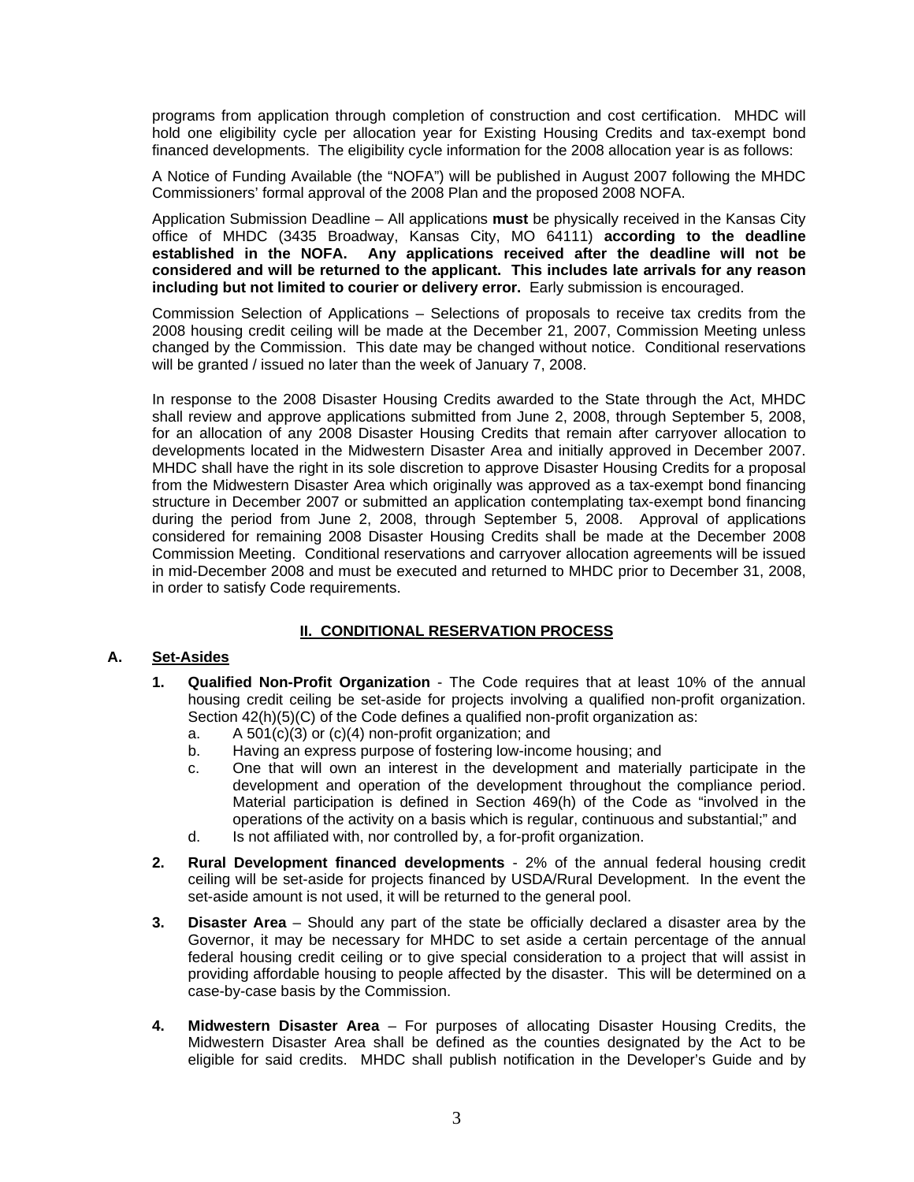programs from application through completion of construction and cost certification. MHDC will hold one eligibility cycle per allocation year for Existing Housing Credits and tax-exempt bond financed developments. The eligibility cycle information for the 2008 allocation year is as follows:

A Notice of Funding Available (the "NOFA") will be published in August 2007 following the MHDC Commissioners' formal approval of the 2008 Plan and the proposed 2008 NOFA.

Application Submission Deadline – All applications **must** be physically received in the Kansas City office of MHDC (3435 Broadway, Kansas City, MO 64111) **according to the deadline established in the NOFA. Any applications received after the deadline will not be considered and will be returned to the applicant. This includes late arrivals for any reason including but not limited to courier or delivery error.** Early submission is encouraged.

Commission Selection of Applications – Selections of proposals to receive tax credits from the 2008 housing credit ceiling will be made at the December 21, 2007, Commission Meeting unless changed by the Commission. This date may be changed without notice. Conditional reservations will be granted / issued no later than the week of January 7, 2008.

In response to the 2008 Disaster Housing Credits awarded to the State through the Act, MHDC shall review and approve applications submitted from June 2, 2008, through September 5, 2008, for an allocation of any 2008 Disaster Housing Credits that remain after carryover allocation to developments located in the Midwestern Disaster Area and initially approved in December 2007. MHDC shall have the right in its sole discretion to approve Disaster Housing Credits for a proposal from the Midwestern Disaster Area which originally was approved as a tax-exempt bond financing structure in December 2007 or submitted an application contemplating tax-exempt bond financing during the period from June 2, 2008, through September 5, 2008. Approval of applications considered for remaining 2008 Disaster Housing Credits shall be made at the December 2008 Commission Meeting. Conditional reservations and carryover allocation agreements will be issued in mid-December 2008 and must be executed and returned to MHDC prior to December 31, 2008, in order to satisfy Code requirements.

## II. CONDITIONAL RESERVATION PROCESS

### A. Set-Asides

1. **Qualified Non-Profit Organization** - The Code requires that at least 10% of the annual housing credit ceiling be set-aside for projects involving a qualified non-profit organization. Section 42(h)(5)(C) of the Code defines a qualified non-profit organization as:
   a. A 501(c)(3) or (c)(4) non-profit organization; and
   b. Having an express purpose of fostering low-income housing; and
   c. One that will own an interest in the development and materially participate in the development and operation of the development throughout the compliance period. Material participation is defined in Section 469(h) of the Code as "involved in the operations of the activity on a basis which is regular, continuous and substantial;" and
   d. Is not affiliated with, nor controlled by, a for-profit organization.

2. **Rural Development financed developments** - 2% of the annual federal housing credit ceiling will be set-aside for projects financed by USDA/Rural Development. In the event the set-aside amount is not used, it will be returned to the general pool.

3. **Disaster Area** – Should any part of the state be officially declared a disaster area by the Governor, it may be necessary for MHDC to set aside a certain percentage of the annual federal housing credit ceiling or to give special consideration to a project that will assist in providing affordable housing to people affected by the disaster. This will be determined on a case-by-case basis by the Commission.

4. **Midwestern Disaster Area** – For purposes of allocating Disaster Housing Credits, the Midwestern Disaster Area shall be defined as the counties designated by the Act to be eligible for said credits. MHDC shall publish notification in the Developer's Guide and by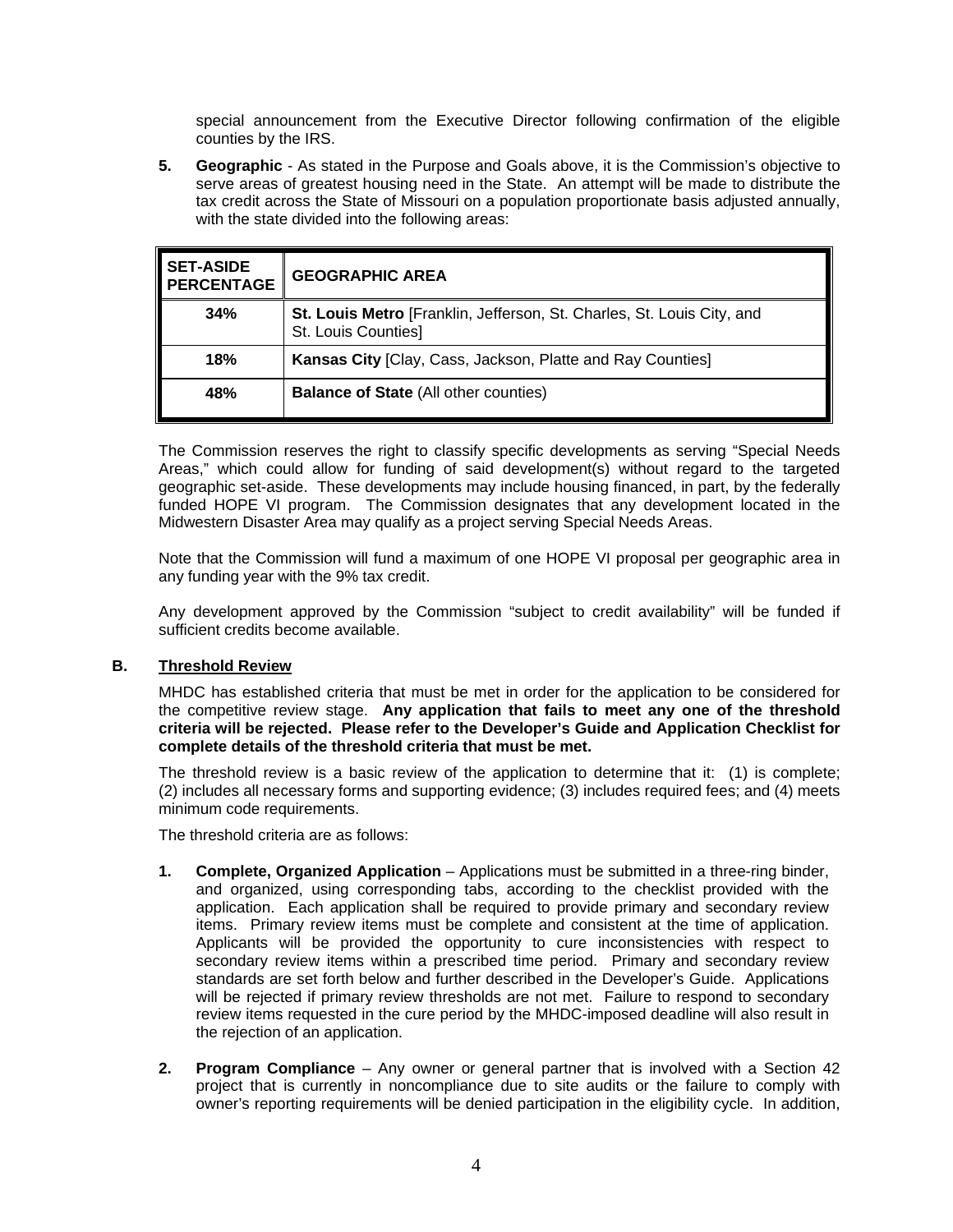special announcement from the Executive Director following confirmation of the eligible counties by the IRS.

**5. Geographic** - As stated in the Purpose and Goals above, it is the Commission's objective to serve areas of greatest housing need in the State. An attempt will be made to distribute the tax credit across the State of Missouri on a population proportionate basis adjusted annually, with the state divided into the following areas:

| SET-ASIDE PERCENTAGE | GEOGRAPHIC AREA |
|---|---|
| **34%** | **St. Louis Metro** [Franklin, Jefferson, St. Charles, St. Louis City, and St. Louis Counties] |
| **18%** | **Kansas City** [Clay, Cass, Jackson, Platte and Ray Counties] |
| **48%** | **Balance of State** (All other counties) |

The Commission reserves the right to classify specific developments as serving "Special Needs Areas," which could allow for funding of said development(s) without regard to the targeted geographic set-aside. These developments may include housing financed, in part, by the federally funded HOPE VI program. The Commission designates that any development located in the Midwestern Disaster Area may qualify as a project serving Special Needs Areas.

Note that the Commission will fund a maximum of one HOPE VI proposal per geographic area in any funding year with the 9% tax credit.

Any development approved by the Commission "subject to credit availability" will be funded if sufficient credits become available.

## B. Threshold Review

MHDC has established criteria that must be met in order for the application to be considered for the competitive review stage. **Any application that fails to meet any one of the threshold criteria will be rejected. Please refer to the Developer's Guide and Application Checklist for complete details of the threshold criteria that must be met.**

The threshold review is a basic review of the application to determine that it: (1) is complete; (2) includes all necessary forms and supporting evidence; (3) includes required fees; and (4) meets minimum code requirements.

The threshold criteria are as follows:

**1. Complete, Organized Application** – Applications must be submitted in a three-ring binder, and organized, using corresponding tabs, according to the checklist provided with the application. Each application shall be required to provide primary and secondary review items. Primary review items must be complete and consistent at the time of application. Applicants will be provided the opportunity to cure inconsistencies with respect to secondary review items within a prescribed time period. Primary and secondary review standards are set forth below and further described in the Developer's Guide. Applications will be rejected if primary review thresholds are not met. Failure to respond to secondary review items requested in the cure period by the MHDC-imposed deadline will also result in the rejection of an application.

**2. Program Compliance** – Any owner or general partner that is involved with a Section 42 project that is currently in noncompliance due to site audits or the failure to comply with owner's reporting requirements will be denied participation in the eligibility cycle. In addition,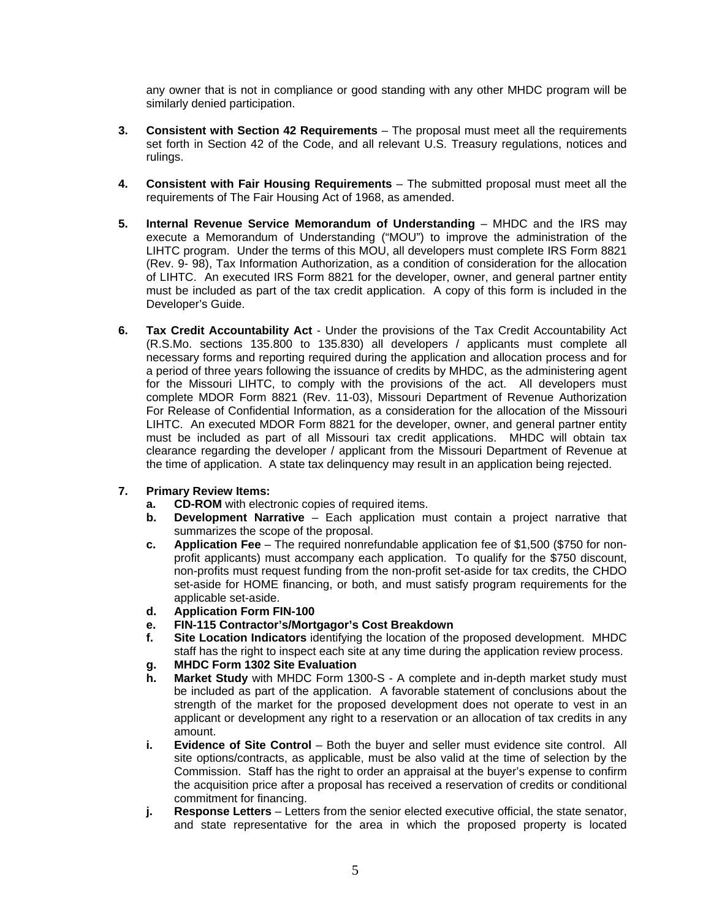any owner that is not in compliance or good standing with any other MHDC program will be similarly denied participation.

3. **Consistent with Section 42 Requirements** – The proposal must meet all the requirements set forth in Section 42 of the Code, and all relevant U.S. Treasury regulations, notices and rulings.

4. **Consistent with Fair Housing Requirements** – The submitted proposal must meet all the requirements of The Fair Housing Act of 1968, as amended.

5. **Internal Revenue Service Memorandum of Understanding** – MHDC and the IRS may execute a Memorandum of Understanding ("MOU") to improve the administration of the LIHTC program. Under the terms of this MOU, all developers must complete IRS Form 8821 (Rev. 9- 98), Tax Information Authorization, as a condition of consideration for the allocation of LIHTC. An executed IRS Form 8821 for the developer, owner, and general partner entity must be included as part of the tax credit application. A copy of this form is included in the Developer's Guide.

6. **Tax Credit Accountability Act** - Under the provisions of the Tax Credit Accountability Act (R.S.Mo. sections 135.800 to 135.830) all developers / applicants must complete all necessary forms and reporting required during the application and allocation process and for a period of three years following the issuance of credits by MHDC, as the administering agent for the Missouri LIHTC, to comply with the provisions of the act. All developers must complete MDOR Form 8821 (Rev. 11-03), Missouri Department of Revenue Authorization For Release of Confidential Information, as a consideration for the allocation of the Missouri LIHTC. An executed MDOR Form 8821 for the developer, owner, and general partner entity must be included as part of all Missouri tax credit applications. MHDC will obtain tax clearance regarding the developer / applicant from the Missouri Department of Revenue at the time of application. A state tax delinquency may result in an application being rejected.

7. **Primary Review Items:**
   a. **CD-ROM** with electronic copies of required items.
   b. **Development Narrative** – Each application must contain a project narrative that summarizes the scope of the proposal.
   c. **Application Fee** – The required nonrefundable application fee of $1,500 ($750 for non-profit applicants) must accompany each application. To qualify for the $750 discount, non-profits must request funding from the non-profit set-aside for tax credits, the CHDO set-aside for HOME financing, or both, and must satisfy program requirements for the applicable set-aside.
   d. **Application Form FIN-100**
   e. **FIN-115 Contractor's/Mortgagor's Cost Breakdown**
   f. **Site Location Indicators** identifying the location of the proposed development. MHDC staff has the right to inspect each site at any time during the application review process.
   g. **MHDC Form 1302 Site Evaluation**
   h. **Market Study** with MHDC Form 1300-S - A complete and in-depth market study must be included as part of the application. A favorable statement of conclusions about the strength of the market for the proposed development does not operate to vest in an applicant or development any right to a reservation or an allocation of tax credits in any amount.
   i. **Evidence of Site Control** – Both the buyer and seller must evidence site control. All site options/contracts, as applicable, must be also valid at the time of selection by the Commission. Staff has the right to order an appraisal at the buyer's expense to confirm the acquisition price after a proposal has received a reservation of credits or conditional commitment for financing.
   j. **Response Letters** – Letters from the senior elected executive official, the state senator, and state representative for the area in which the proposed property is located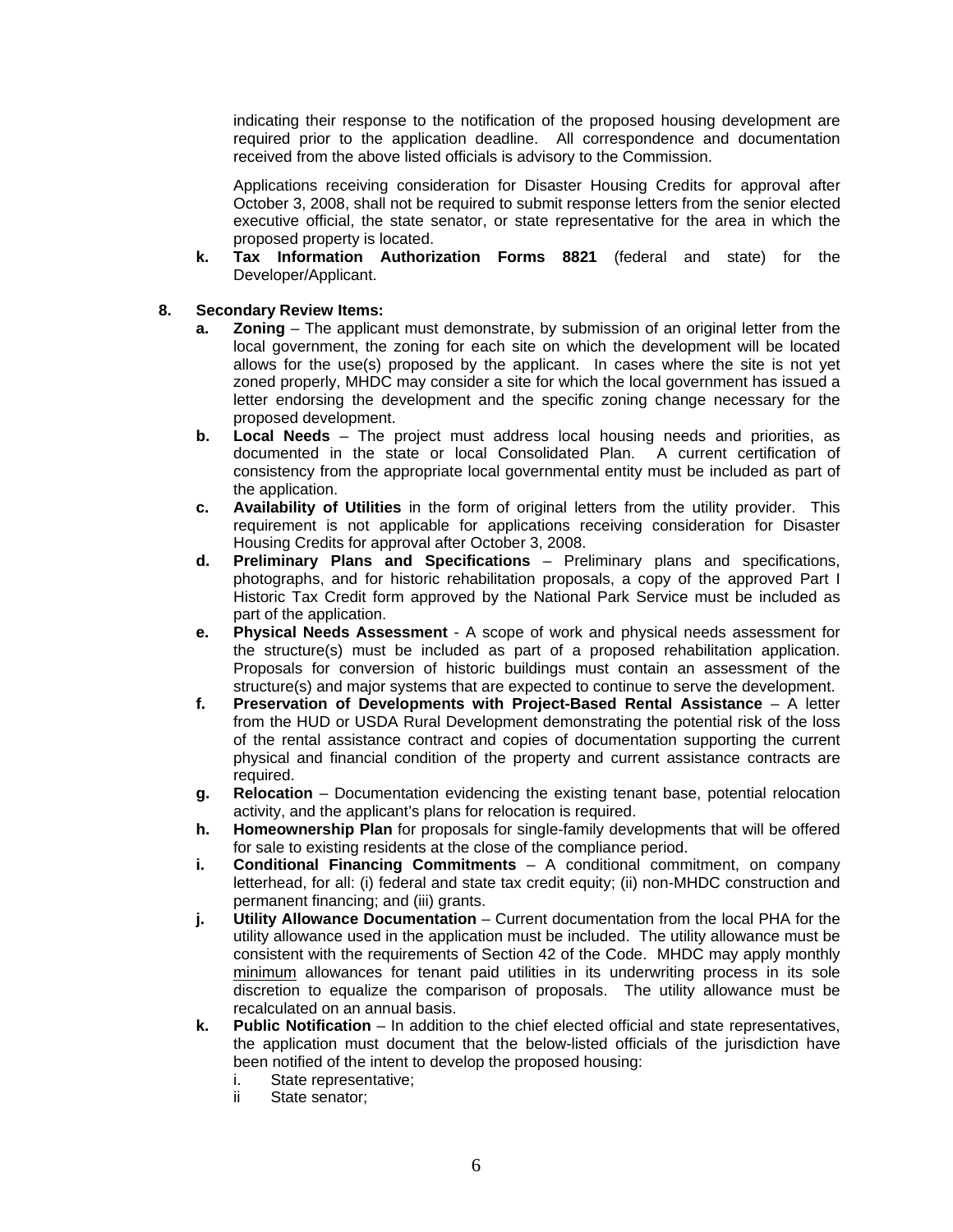indicating their response to the notification of the proposed housing development are required prior to the application deadline. All correspondence and documentation received from the above listed officials is advisory to the Commission.

Applications receiving consideration for Disaster Housing Credits for approval after October 3, 2008, shall not be required to submit response letters from the senior elected executive official, the state senator, or state representative for the area in which the proposed property is located.

**k. Tax Information Authorization Forms 8821** (federal and state) for the Developer/Applicant.

**8. Secondary Review Items:**

**a. Zoning** – The applicant must demonstrate, by submission of an original letter from the local government, the zoning for each site on which the development will be located allows for the use(s) proposed by the applicant. In cases where the site is not yet zoned properly, MHDC may consider a site for which the local government has issued a letter endorsing the development and the specific zoning change necessary for the proposed development.

**b. Local Needs** – The project must address local housing needs and priorities, as documented in the state or local Consolidated Plan. A current certification of consistency from the appropriate local governmental entity must be included as part of the application.

**c. Availability of Utilities** in the form of original letters from the utility provider. This requirement is not applicable for applications receiving consideration for Disaster Housing Credits for approval after October 3, 2008.

**d. Preliminary Plans and Specifications** – Preliminary plans and specifications, photographs, and for historic rehabilitation proposals, a copy of the approved Part I Historic Tax Credit form approved by the National Park Service must be included as part of the application.

**e. Physical Needs Assessment** - A scope of work and physical needs assessment for the structure(s) must be included as part of a proposed rehabilitation application. Proposals for conversion of historic buildings must contain an assessment of the structure(s) and major systems that are expected to continue to serve the development.

**f. Preservation of Developments with Project-Based Rental Assistance** – A letter from the HUD or USDA Rural Development demonstrating the potential risk of the loss of the rental assistance contract and copies of documentation supporting the current physical and financial condition of the property and current assistance contracts are required.

**g. Relocation** – Documentation evidencing the existing tenant base, potential relocation activity, and the applicant's plans for relocation is required.

**h. Homeownership Plan** for proposals for single-family developments that will be offered for sale to existing residents at the close of the compliance period.

**i. Conditional Financing Commitments** – A conditional commitment, on company letterhead, for all: (i) federal and state tax credit equity; (ii) non-MHDC construction and permanent financing; and (iii) grants.

**j. Utility Allowance Documentation** – Current documentation from the local PHA for the utility allowance used in the application must be included. The utility allowance must be consistent with the requirements of Section 42 of the Code. MHDC may apply monthly <u>minimum</u> allowances for tenant paid utilities in its underwriting process in its sole discretion to equalize the comparison of proposals. The utility allowance must be recalculated on an annual basis.

**k. Public Notification** – In addition to the chief elected official and state representatives, the application must document that the below-listed officials of the jurisdiction have been notified of the intent to develop the proposed housing:

i. State representative;
ii State senator;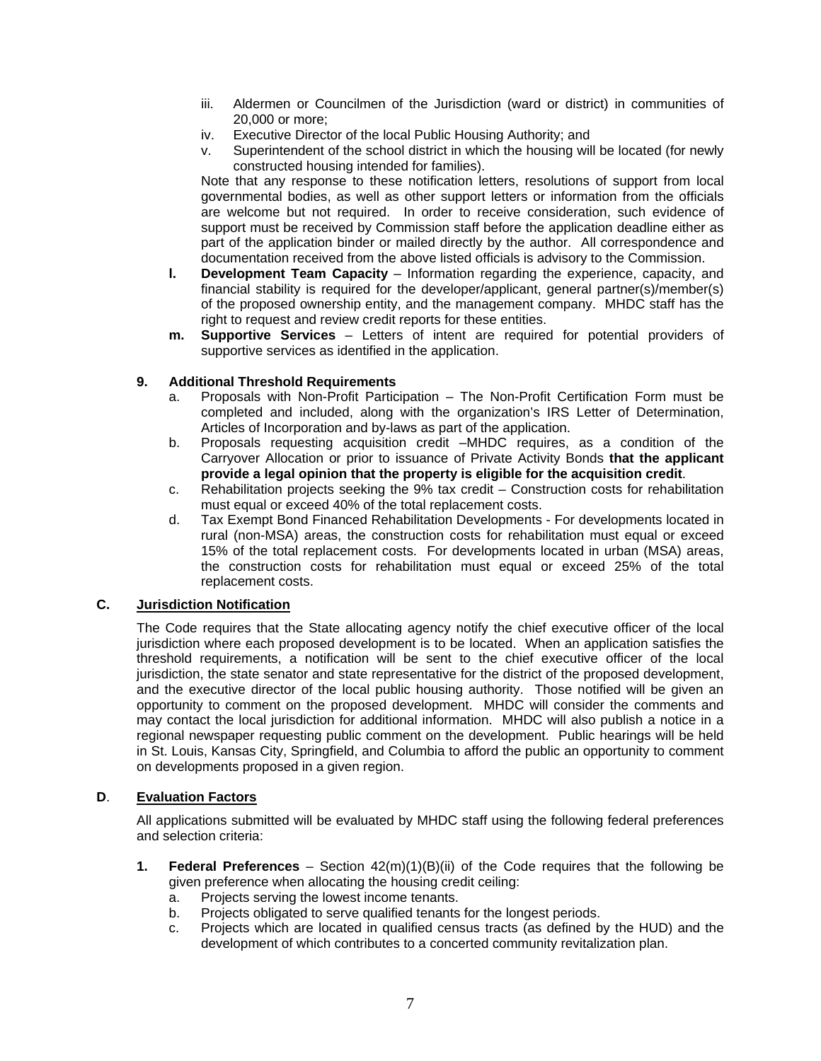iii. Aldermen or Councilmen of the Jurisdiction (ward or district) in communities of 20,000 or more;

iv. Executive Director of the local Public Housing Authority; and

v. Superintendent of the school district in which the housing will be located (for newly constructed housing intended for families).

Note that any response to these notification letters, resolutions of support from local governmental bodies, as well as other support letters or information from the officials are welcome but not required. In order to receive consideration, such evidence of support must be received by Commission staff before the application deadline either as part of the application binder or mailed directly by the author. All correspondence and documentation received from the above listed officials is advisory to the Commission.

**l. Development Team Capacity** – Information regarding the experience, capacity, and financial stability is required for the developer/applicant, general partner(s)/member(s) of the proposed ownership entity, and the management company. MHDC staff has the right to request and review credit reports for these entities.

**m. Supportive Services** – Letters of intent are required for potential providers of supportive services as identified in the application.

**9. Additional Threshold Requirements**

a. Proposals with Non-Profit Participation – The Non-Profit Certification Form must be completed and included, along with the organization's IRS Letter of Determination, Articles of Incorporation and by-laws as part of the application.

b. Proposals requesting acquisition credit –MHDC requires, as a condition of the Carryover Allocation or prior to issuance of Private Activity Bonds **that the applicant provide a legal opinion that the property is eligible for the acquisition credit**.

c. Rehabilitation projects seeking the 9% tax credit – Construction costs for rehabilitation must equal or exceed 40% of the total replacement costs.

d. Tax Exempt Bond Financed Rehabilitation Developments - For developments located in rural (non-MSA) areas, the construction costs for rehabilitation must equal or exceed 15% of the total replacement costs. For developments located in urban (MSA) areas, the construction costs for rehabilitation must equal or exceed 25% of the total replacement costs.

## C. Jurisdiction Notification

The Code requires that the State allocating agency notify the chief executive officer of the local jurisdiction where each proposed development is to be located. When an application satisfies the threshold requirements, a notification will be sent to the chief executive officer of the local jurisdiction, the state senator and state representative for the district of the proposed development, and the executive director of the local public housing authority. Those notified will be given an opportunity to comment on the proposed development. MHDC will consider the comments and may contact the local jurisdiction for additional information. MHDC will also publish a notice in a regional newspaper requesting public comment on the development. Public hearings will be held in St. Louis, Kansas City, Springfield, and Columbia to afford the public an opportunity to comment on developments proposed in a given region.

## D. Evaluation Factors

All applications submitted will be evaluated by MHDC staff using the following federal preferences and selection criteria:

**1. Federal Preferences** – Section 42(m)(1)(B)(ii) of the Code requires that the following be given preference when allocating the housing credit ceiling:

a. Projects serving the lowest income tenants.

b. Projects obligated to serve qualified tenants for the longest periods.

c. Projects which are located in qualified census tracts (as defined by the HUD) and the development of which contributes to a concerted community revitalization plan.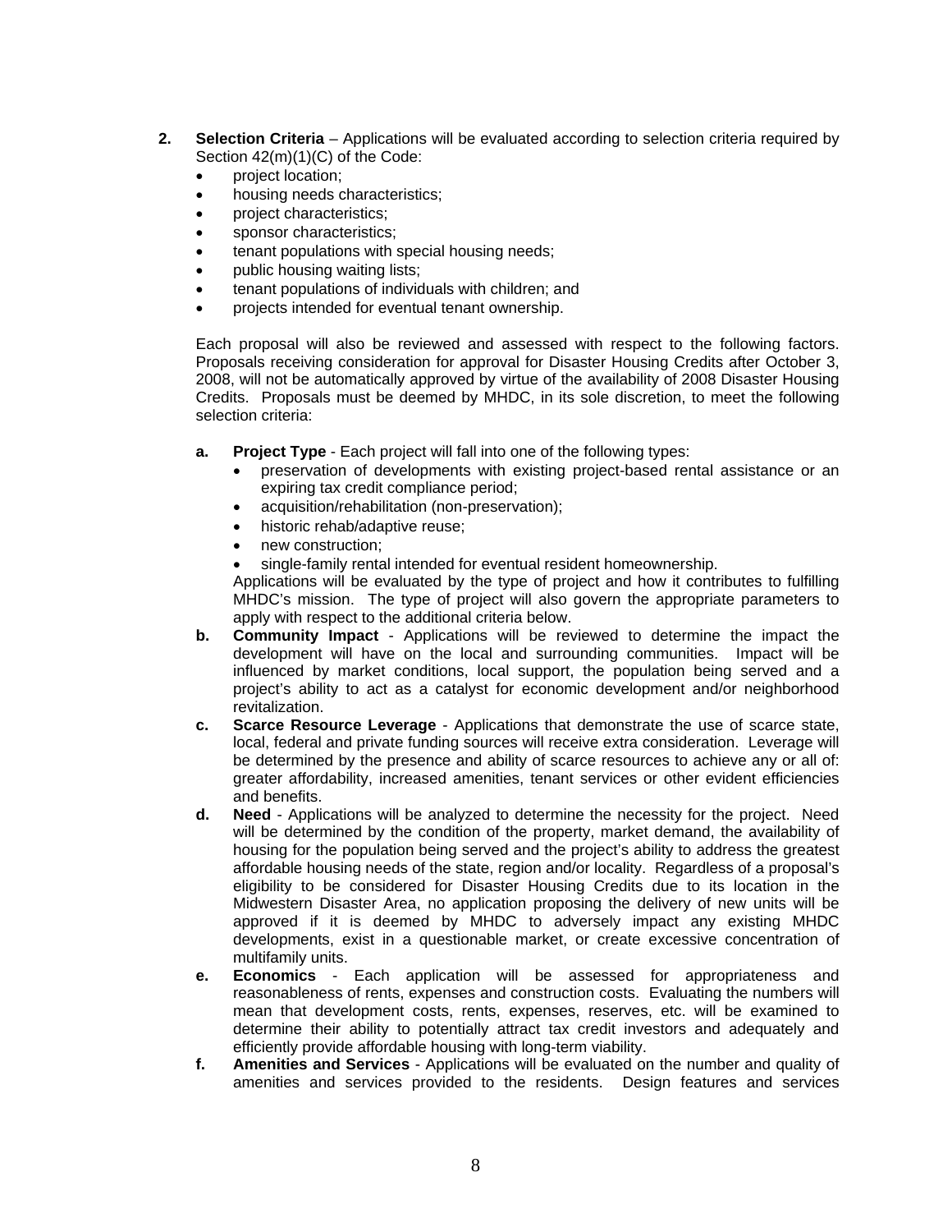**2. Selection Criteria** – Applications will be evaluated according to selection criteria required by Section 42(m)(1)(C) of the Code:

- project location;
- housing needs characteristics;
- project characteristics;
- sponsor characteristics;
- tenant populations with special housing needs;
- public housing waiting lists;
- tenant populations of individuals with children; and
- projects intended for eventual tenant ownership.

Each proposal will also be reviewed and assessed with respect to the following factors. Proposals receiving consideration for approval for Disaster Housing Credits after October 3, 2008, will not be automatically approved by virtue of the availability of 2008 Disaster Housing Credits. Proposals must be deemed by MHDC, in its sole discretion, to meet the following selection criteria:

**a. Project Type** - Each project will fall into one of the following types:

- preservation of developments with existing project-based rental assistance or an expiring tax credit compliance period;
- acquisition/rehabilitation (non-preservation);
- historic rehab/adaptive reuse;
- new construction;
- single-family rental intended for eventual resident homeownership.

Applications will be evaluated by the type of project and how it contributes to fulfilling MHDC's mission. The type of project will also govern the appropriate parameters to apply with respect to the additional criteria below.

**b. Community Impact** - Applications will be reviewed to determine the impact the development will have on the local and surrounding communities. Impact will be influenced by market conditions, local support, the population being served and a project's ability to act as a catalyst for economic development and/or neighborhood revitalization.

**c. Scarce Resource Leverage** - Applications that demonstrate the use of scarce state, local, federal and private funding sources will receive extra consideration. Leverage will be determined by the presence and ability of scarce resources to achieve any or all of: greater affordability, increased amenities, tenant services or other evident efficiencies and benefits.

**d. Need** - Applications will be analyzed to determine the necessity for the project. Need will be determined by the condition of the property, market demand, the availability of housing for the population being served and the project's ability to address the greatest affordable housing needs of the state, region and/or locality. Regardless of a proposal's eligibility to be considered for Disaster Housing Credits due to its location in the Midwestern Disaster Area, no application proposing the delivery of new units will be approved if it is deemed by MHDC to adversely impact any existing MHDC developments, exist in a questionable market, or create excessive concentration of multifamily units.

**e. Economics** - Each application will be assessed for appropriateness and reasonableness of rents, expenses and construction costs. Evaluating the numbers will mean that development costs, rents, expenses, reserves, etc. will be examined to determine their ability to potentially attract tax credit investors and adequately and efficiently provide affordable housing with long-term viability.

**f. Amenities and Services** - Applications will be evaluated on the number and quality of amenities and services provided to the residents. Design features and services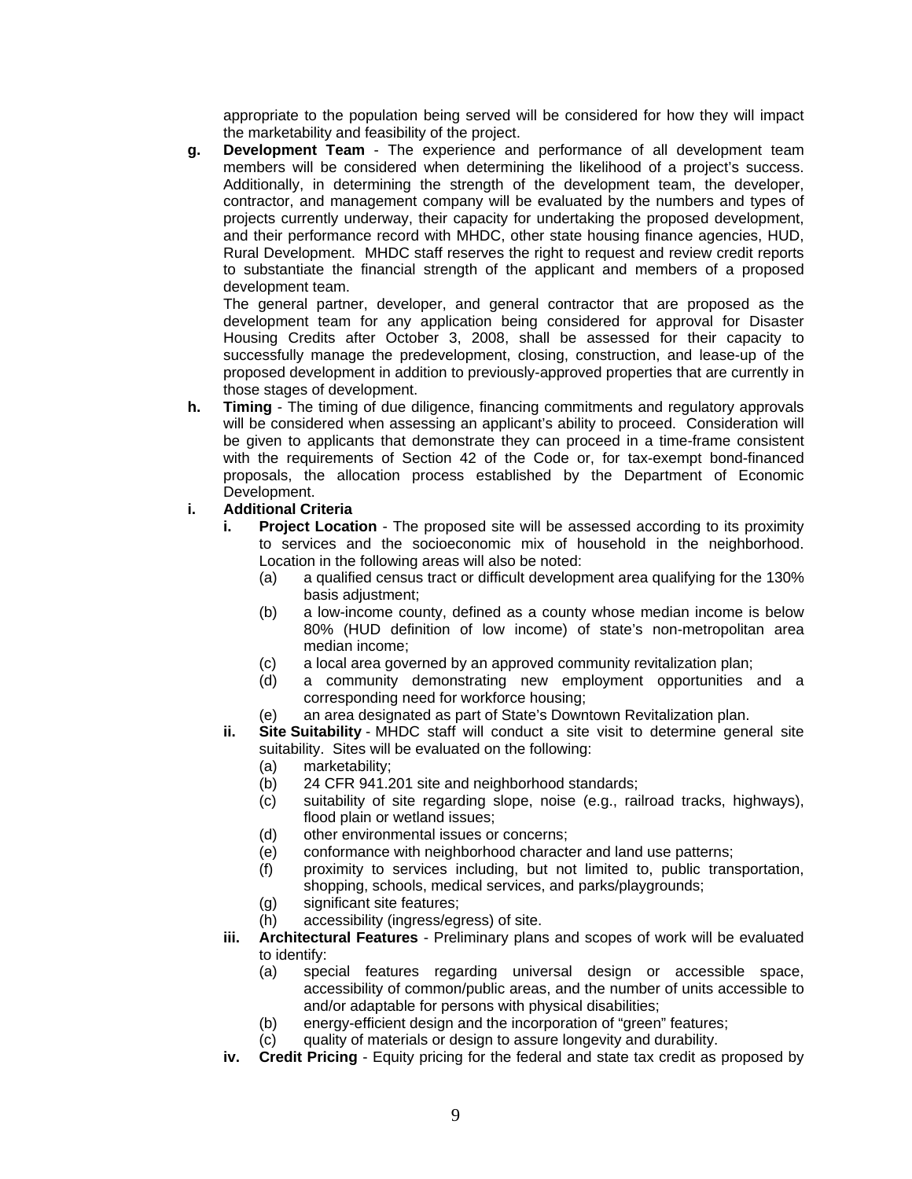appropriate to the population being served will be considered for how they will impact the marketability and feasibility of the project.

**g. Development Team** - The experience and performance of all development team members will be considered when determining the likelihood of a project's success. Additionally, in determining the strength of the development team, the developer, contractor, and management company will be evaluated by the numbers and types of projects currently underway, their capacity for undertaking the proposed development, and their performance record with MHDC, other state housing finance agencies, HUD, Rural Development. MHDC staff reserves the right to request and review credit reports to substantiate the financial strength of the applicant and members of a proposed development team.

The general partner, developer, and general contractor that are proposed as the development team for any application being considered for approval for Disaster Housing Credits after October 3, 2008, shall be assessed for their capacity to successfully manage the predevelopment, closing, construction, and lease-up of the proposed development in addition to previously-approved properties that are currently in those stages of development.

**h. Timing** - The timing of due diligence, financing commitments and regulatory approvals will be considered when assessing an applicant's ability to proceed. Consideration will be given to applicants that demonstrate they can proceed in a time-frame consistent with the requirements of Section 42 of the Code or, for tax-exempt bond-financed proposals, the allocation process established by the Department of Economic Development.

**i. Additional Criteria**

**i. Project Location** - The proposed site will be assessed according to its proximity to services and the socioeconomic mix of household in the neighborhood. Location in the following areas will also be noted:

(a) a qualified census tract or difficult development area qualifying for the 130% basis adjustment;
(b) a low-income county, defined as a county whose median income is below 80% (HUD definition of low income) of state's non-metropolitan area median income;
(c) a local area governed by an approved community revitalization plan;
(d) a community demonstrating new employment opportunities and a corresponding need for workforce housing;
(e) an area designated as part of State's Downtown Revitalization plan.

**ii. Site Suitability** - MHDC staff will conduct a site visit to determine general site suitability. Sites will be evaluated on the following:

(a) marketability;
(b) 24 CFR 941.201 site and neighborhood standards;
(c) suitability of site regarding slope, noise (e.g., railroad tracks, highways), flood plain or wetland issues;
(d) other environmental issues or concerns;
(e) conformance with neighborhood character and land use patterns;
(f) proximity to services including, but not limited to, public transportation, shopping, schools, medical services, and parks/playgrounds;
(g) significant site features;
(h) accessibility (ingress/egress) of site.

**iii. Architectural Features** - Preliminary plans and scopes of work will be evaluated to identify:

(a) special features regarding universal design or accessible space, accessibility of common/public areas, and the number of units accessible to and/or adaptable for persons with physical disabilities;
(b) energy-efficient design and the incorporation of "green" features;
(c) quality of materials or design to assure longevity and durability.

**iv. Credit Pricing** - Equity pricing for the federal and state tax credit as proposed by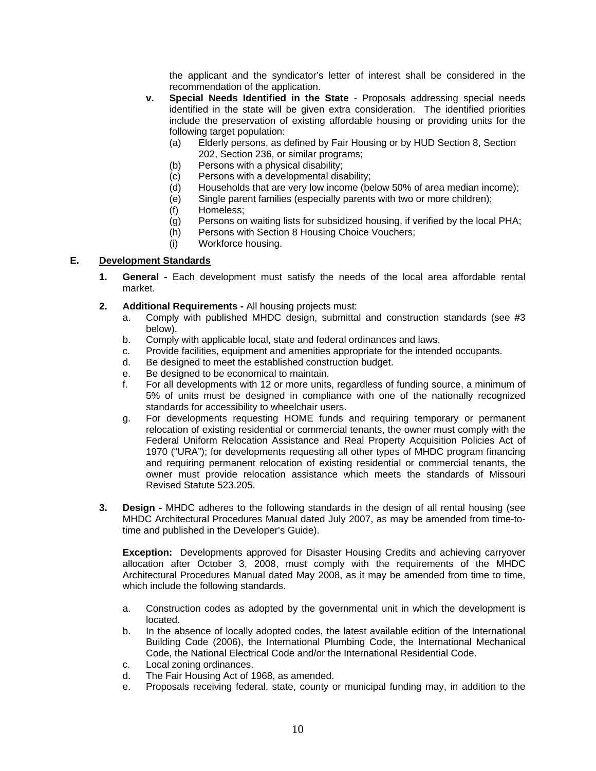the applicant and the syndicator's letter of interest shall be considered in the recommendation of the application.

**v. Special Needs Identified in the State** - Proposals addressing special needs identified in the state will be given extra consideration. The identified priorities include the preservation of existing affordable housing or providing units for the following target population:

(a) Elderly persons, as defined by Fair Housing or by HUD Section 8, Section 202, Section 236, or similar programs;
(b) Persons with a physical disability;
(c) Persons with a developmental disability;
(d) Households that are very low income (below 50% of area median income);
(e) Single parent families (especially parents with two or more children);
(f) Homeless;
(g) Persons on waiting lists for subsidized housing, if verified by the local PHA;
(h) Persons with Section 8 Housing Choice Vouchers;
(i) Workforce housing.

## E. Development Standards

**1. General -** Each development must satisfy the needs of the local area affordable rental market.

**2. Additional Requirements -** All housing projects must:

a. Comply with published MHDC design, submittal and construction standards (see #3 below).
b. Comply with applicable local, state and federal ordinances and laws.
c. Provide facilities, equipment and amenities appropriate for the intended occupants.
d. Be designed to meet the established construction budget.
e. Be designed to be economical to maintain.
f. For all developments with 12 or more units, regardless of funding source, a minimum of 5% of units must be designed in compliance with one of the nationally recognized standards for accessibility to wheelchair users.
g. For developments requesting HOME funds and requiring temporary or permanent relocation of existing residential or commercial tenants, the owner must comply with the Federal Uniform Relocation Assistance and Real Property Acquisition Policies Act of 1970 ("URA"); for developments requesting all other types of MHDC program financing and requiring permanent relocation of existing residential or commercial tenants, the owner must provide relocation assistance which meets the standards of Missouri Revised Statute 523.205.

**3. Design -** MHDC adheres to the following standards in the design of all rental housing (see MHDC Architectural Procedures Manual dated July 2007, as may be amended from time-to-time and published in the Developer's Guide).

**Exception:** Developments approved for Disaster Housing Credits and achieving carryover allocation after October 3, 2008, must comply with the requirements of the MHDC Architectural Procedures Manual dated May 2008, as it may be amended from time to time, which include the following standards.

a. Construction codes as adopted by the governmental unit in which the development is located.
b. In the absence of locally adopted codes, the latest available edition of the International Building Code (2006), the International Plumbing Code, the International Mechanical Code, the National Electrical Code and/or the International Residential Code.
c. Local zoning ordinances.
d. The Fair Housing Act of 1968, as amended.
e. Proposals receiving federal, state, county or municipal funding may, in addition to the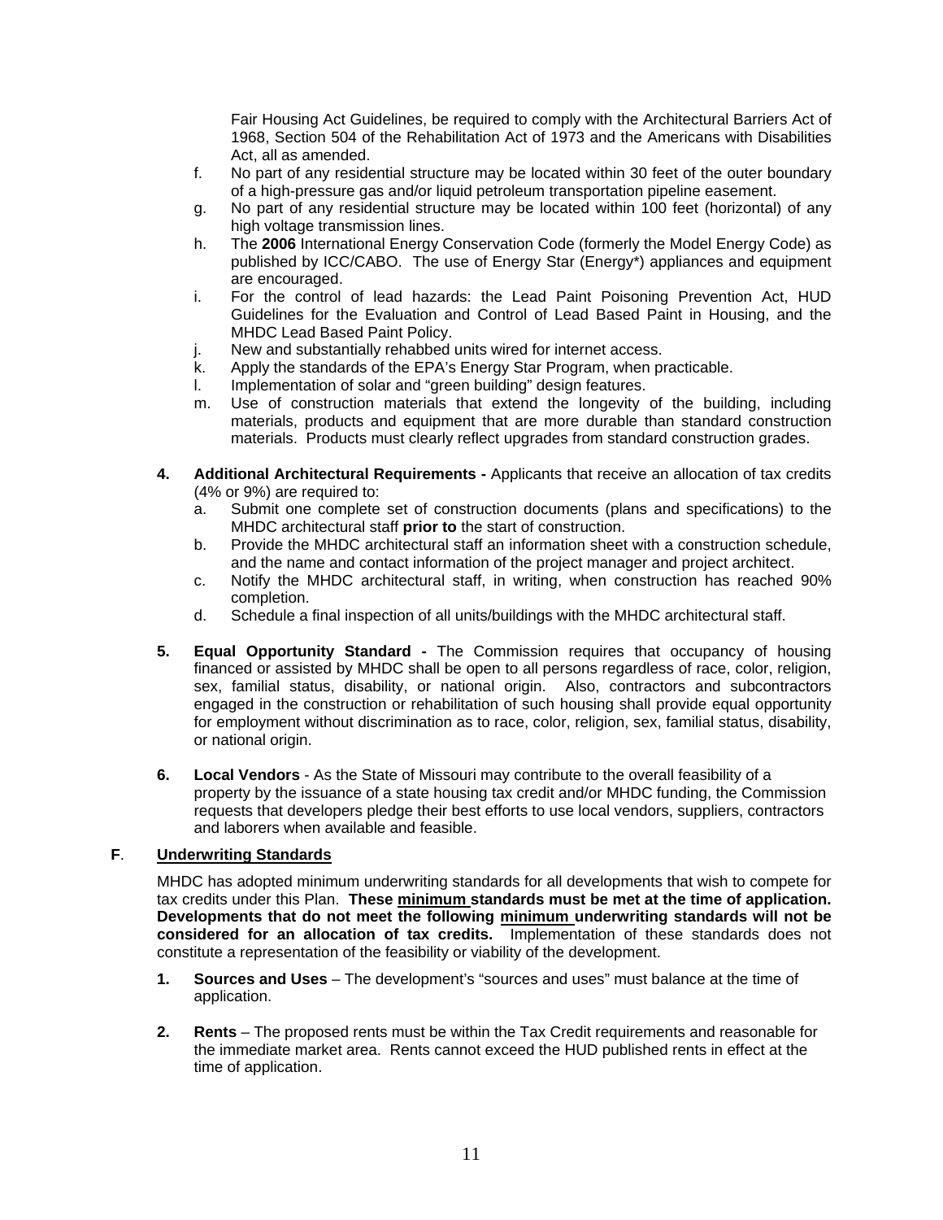Fair Housing Act Guidelines, be required to comply with the Architectural Barriers Act of 1968, Section 504 of the Rehabilitation Act of 1973 and the Americans with Disabilities Act, all as amended.

f. No part of any residential structure may be located within 30 feet of the outer boundary of a high-pressure gas and/or liquid petroleum transportation pipeline easement.
g. No part of any residential structure may be located within 100 feet (horizontal) of any high voltage transmission lines.
h. The **2006** International Energy Conservation Code (formerly the Model Energy Code) as published by ICC/CABO. The use of Energy Star (Energy*) appliances and equipment are encouraged.
i. For the control of lead hazards: the Lead Paint Poisoning Prevention Act, HUD Guidelines for the Evaluation and Control of Lead Based Paint in Housing, and the MHDC Lead Based Paint Policy.
j. New and substantially rehabbed units wired for internet access.
k. Apply the standards of the EPA's Energy Star Program, when practicable.
l. Implementation of solar and "green building" design features.
m. Use of construction materials that extend the longevity of the building, including materials, products and equipment that are more durable than standard construction materials. Products must clearly reflect upgrades from standard construction grades.

**4. Additional Architectural Requirements -** Applicants that receive an allocation of tax credits (4% or 9%) are required to:

a. Submit one complete set of construction documents (plans and specifications) to the MHDC architectural staff **prior to** the start of construction.
b. Provide the MHDC architectural staff an information sheet with a construction schedule, and the name and contact information of the project manager and project architect.
c. Notify the MHDC architectural staff, in writing, when construction has reached 90% completion.
d. Schedule a final inspection of all units/buildings with the MHDC architectural staff.

**5. Equal Opportunity Standard -** The Commission requires that occupancy of housing financed or assisted by MHDC shall be open to all persons regardless of race, color, religion, sex, familial status, disability, or national origin. Also, contractors and subcontractors engaged in the construction or rehabilitation of such housing shall provide equal opportunity for employment without discrimination as to race, color, religion, sex, familial status, disability, or national origin.

**6. Local Vendors** - As the State of Missouri may contribute to the overall feasibility of a property by the issuance of a state housing tax credit and/or MHDC funding, the Commission requests that developers pledge their best efforts to use local vendors, suppliers, contractors and laborers when available and feasible.

## F. Underwriting Standards

MHDC has adopted minimum underwriting standards for all developments that wish to compete for tax credits under this Plan. **These minimum standards must be met at the time of application. Developments that do not meet the following minimum underwriting standards will not be considered for an allocation of tax credits.** Implementation of these standards does not constitute a representation of the feasibility or viability of the development.

**1. Sources and Uses** – The development's "sources and uses" must balance at the time of application.

**2. Rents** – The proposed rents must be within the Tax Credit requirements and reasonable for the immediate market area. Rents cannot exceed the HUD published rents in effect at the time of application.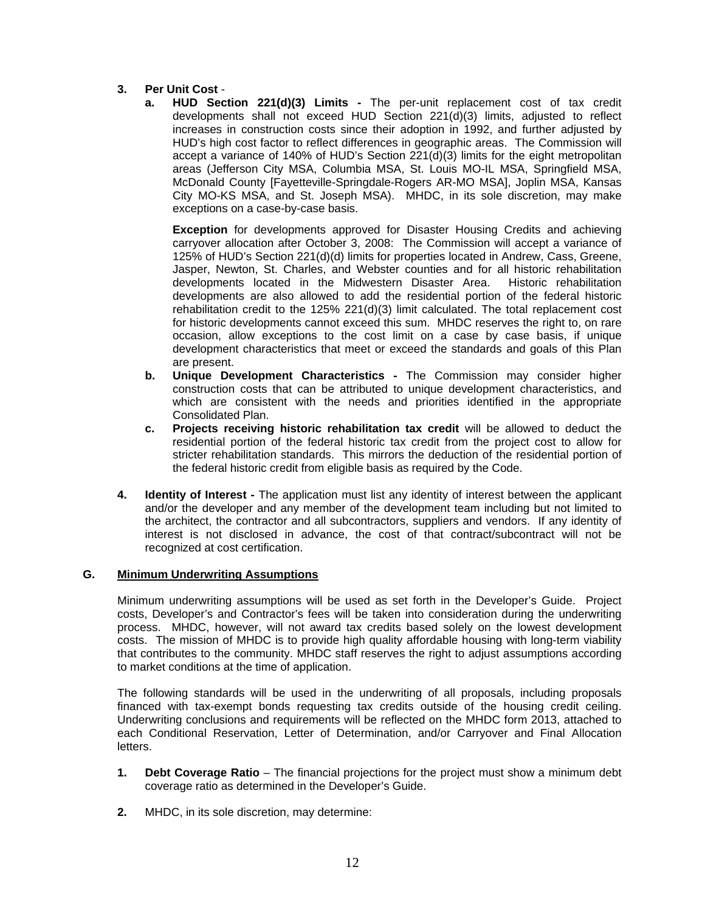3. **Per Unit Cost** -

   a. **HUD Section 221(d)(3) Limits -** The per-unit replacement cost of tax credit developments shall not exceed HUD Section 221(d)(3) limits, adjusted to reflect increases in construction costs since their adoption in 1992, and further adjusted by HUD's high cost factor to reflect differences in geographic areas. The Commission will accept a variance of 140% of HUD's Section 221(d)(3) limits for the eight metropolitan areas (Jefferson City MSA, Columbia MSA, St. Louis MO-IL MSA, Springfield MSA, McDonald County [Fayetteville-Springdale-Rogers AR-MO MSA], Joplin MSA, Kansas City MO-KS MSA, and St. Joseph MSA). MHDC, in its sole discretion, may make exceptions on a case-by-case basis.

      **Exception** for developments approved for Disaster Housing Credits and achieving carryover allocation after October 3, 2008: The Commission will accept a variance of 125% of HUD's Section 221(d)(d) limits for properties located in Andrew, Cass, Greene, Jasper, Newton, St. Charles, and Webster counties and for all historic rehabilitation developments located in the Midwestern Disaster Area. Historic rehabilitation developments are also allowed to add the residential portion of the federal historic rehabilitation credit to the 125% 221(d)(3) limit calculated. The total replacement cost for historic developments cannot exceed this sum. MHDC reserves the right to, on rare occasion, allow exceptions to the cost limit on a case by case basis, if unique development characteristics that meet or exceed the standards and goals of this Plan are present.

   b. **Unique Development Characteristics -** The Commission may consider higher construction costs that can be attributed to unique development characteristics, and which are consistent with the needs and priorities identified in the appropriate Consolidated Plan.

   c. **Projects receiving historic rehabilitation tax credit** will be allowed to deduct the residential portion of the federal historic tax credit from the project cost to allow for stricter rehabilitation standards. This mirrors the deduction of the residential portion of the federal historic credit from eligible basis as required by the Code.

4. **Identity of Interest -** The application must list any identity of interest between the applicant and/or the developer and any member of the development team including but not limited to the architect, the contractor and all subcontractors, suppliers and vendors. If any identity of interest is not disclosed in advance, the cost of that contract/subcontract will not be recognized at cost certification.

## G. <u>Minimum Underwriting Assumptions</u>

Minimum underwriting assumptions will be used as set forth in the Developer's Guide. Project costs, Developer's and Contractor's fees will be taken into consideration during the underwriting process. MHDC, however, will not award tax credits based solely on the lowest development costs. The mission of MHDC is to provide high quality affordable housing with long-term viability that contributes to the community. MHDC staff reserves the right to adjust assumptions according to market conditions at the time of application.

The following standards will be used in the underwriting of all proposals, including proposals financed with tax-exempt bonds requesting tax credits outside of the housing credit ceiling. Underwriting conclusions and requirements will be reflected on the MHDC form 2013, attached to each Conditional Reservation, Letter of Determination, and/or Carryover and Final Allocation letters.

1. **Debt Coverage Ratio** – The financial projections for the project must show a minimum debt coverage ratio as determined in the Developer's Guide.

2. MHDC, in its sole discretion, may determine: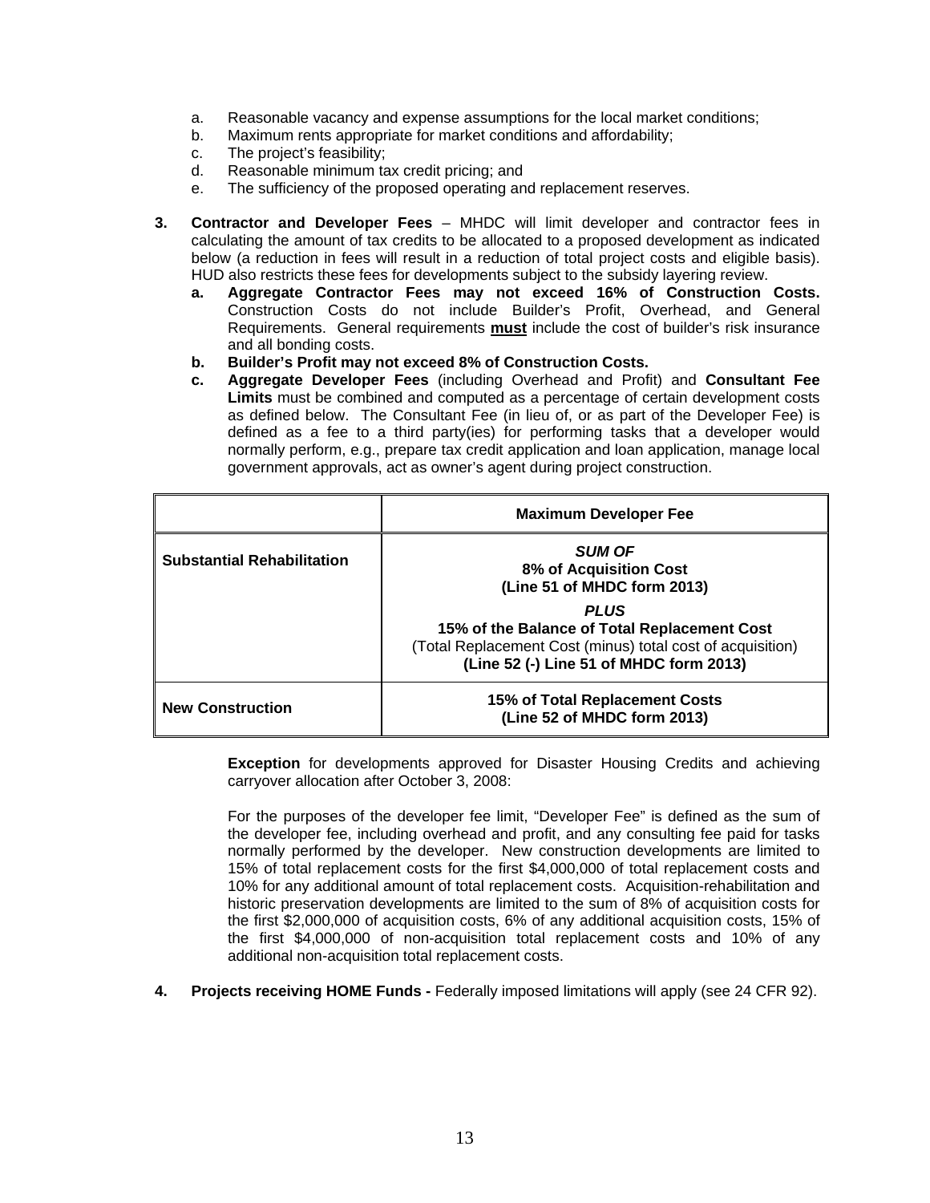a. Reasonable vacancy and expense assumptions for the local market conditions;
b. Maximum rents appropriate for market conditions and affordability;
c. The project's feasibility;
d. Reasonable minimum tax credit pricing; and
e. The sufficiency of the proposed operating and replacement reserves.

**3. Contractor and Developer Fees** – MHDC will limit developer and contractor fees in calculating the amount of tax credits to be allocated to a proposed development as indicated below (a reduction in fees will result in a reduction of total project costs and eligible basis). HUD also restricts these fees for developments subject to the subsidy layering review.

**a. Aggregate Contractor Fees may not exceed 16% of Construction Costs.** Construction Costs do not include Builder's Profit, Overhead, and General Requirements. General requirements **must** include the cost of builder's risk insurance and all bonding costs.

**b. Builder's Profit may not exceed 8% of Construction Costs.**

**c. Aggregate Developer Fees** (including Overhead and Profit) and **Consultant Fee Limits** must be combined and computed as a percentage of certain development costs as defined below. The Consultant Fee (in lieu of, or as part of the Developer Fee) is defined as a fee to a third party(ies) for performing tasks that a developer would normally perform, e.g., prepare tax credit application and loan application, manage local government approvals, act as owner's agent during project construction.

| | **Maximum Developer Fee** |
|---|---|
| **Substantial Rehabilitation** | ***SUM OF*** **8% of Acquisition Cost (Line 51 of MHDC form 2013)** ***PLUS*** **15% of the Balance of Total Replacement Cost** (Total Replacement Cost (minus) total cost of acquisition) **(Line 52 (-) Line 51 of MHDC form 2013)** |
| **New Construction** | **15% of Total Replacement Costs (Line 52 of MHDC form 2013)** |

**Exception** for developments approved for Disaster Housing Credits and achieving carryover allocation after October 3, 2008:

For the purposes of the developer fee limit, "Developer Fee" is defined as the sum of the developer fee, including overhead and profit, and any consulting fee paid for tasks normally performed by the developer. New construction developments are limited to 15% of total replacement costs for the first $4,000,000 of total replacement costs and 10% for any additional amount of total replacement costs. Acquisition-rehabilitation and historic preservation developments are limited to the sum of 8% of acquisition costs for the first $2,000,000 of acquisition costs, 6% of any additional acquisition costs, 15% of the first $4,000,000 of non-acquisition total replacement costs and 10% of any additional non-acquisition total replacement costs.

**4. Projects receiving HOME Funds -** Federally imposed limitations will apply (see 24 CFR 92).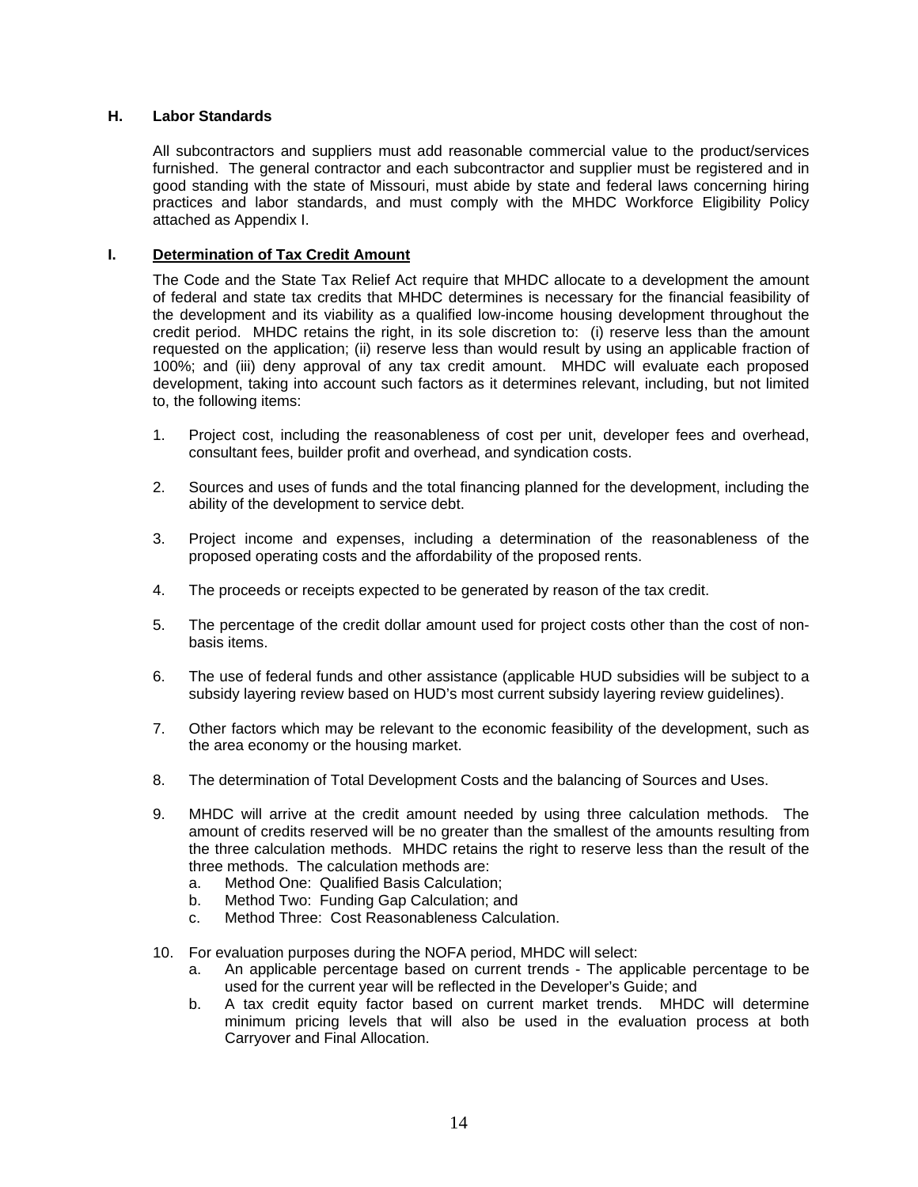### H. Labor Standards

All subcontractors and suppliers must add reasonable commercial value to the product/services furnished. The general contractor and each subcontractor and supplier must be registered and in good standing with the state of Missouri, must abide by state and federal laws concerning hiring practices and labor standards, and must comply with the MHDC Workforce Eligibility Policy attached as Appendix I.

### I. Determination of Tax Credit Amount

The Code and the State Tax Relief Act require that MHDC allocate to a development the amount of federal and state tax credits that MHDC determines is necessary for the financial feasibility of the development and its viability as a qualified low-income housing development throughout the credit period. MHDC retains the right, in its sole discretion to: (i) reserve less than the amount requested on the application; (ii) reserve less than would result by using an applicable fraction of 100%; and (iii) deny approval of any tax credit amount. MHDC will evaluate each proposed development, taking into account such factors as it determines relevant, including, but not limited to, the following items:

1. Project cost, including the reasonableness of cost per unit, developer fees and overhead, consultant fees, builder profit and overhead, and syndication costs.

2. Sources and uses of funds and the total financing planned for the development, including the ability of the development to service debt.

3. Project income and expenses, including a determination of the reasonableness of the proposed operating costs and the affordability of the proposed rents.

4. The proceeds or receipts expected to be generated by reason of the tax credit.

5. The percentage of the credit dollar amount used for project costs other than the cost of non-basis items.

6. The use of federal funds and other assistance (applicable HUD subsidies will be subject to a subsidy layering review based on HUD's most current subsidy layering review guidelines).

7. Other factors which may be relevant to the economic feasibility of the development, such as the area economy or the housing market.

8. The determination of Total Development Costs and the balancing of Sources and Uses.

9. MHDC will arrive at the credit amount needed by using three calculation methods. The amount of credits reserved will be no greater than the smallest of the amounts resulting from the three calculation methods. MHDC retains the right to reserve less than the result of the three methods. The calculation methods are:
   a. Method One: Qualified Basis Calculation;
   b. Method Two: Funding Gap Calculation; and
   c. Method Three: Cost Reasonableness Calculation.

10. For evaluation purposes during the NOFA period, MHDC will select:
    a. An applicable percentage based on current trends - The applicable percentage to be used for the current year will be reflected in the Developer's Guide; and
    b. A tax credit equity factor based on current market trends. MHDC will determine minimum pricing levels that will also be used in the evaluation process at both Carryover and Final Allocation.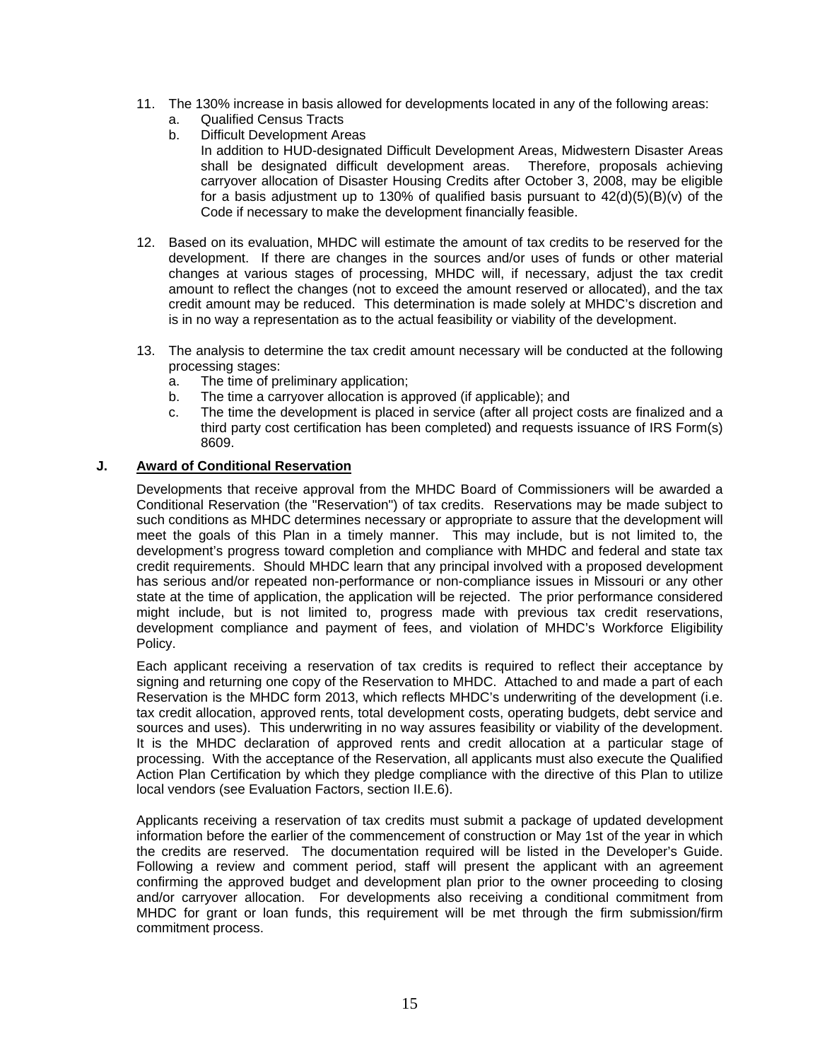11. The 130% increase in basis allowed for developments located in any of the following areas:
    a. Qualified Census Tracts
    b. Difficult Development Areas
       In addition to HUD-designated Difficult Development Areas, Midwestern Disaster Areas shall be designated difficult development areas. Therefore, proposals achieving carryover allocation of Disaster Housing Credits after October 3, 2008, may be eligible for a basis adjustment up to 130% of qualified basis pursuant to 42(d)(5)(B)(v) of the Code if necessary to make the development financially feasible.

12. Based on its evaluation, MHDC will estimate the amount of tax credits to be reserved for the development. If there are changes in the sources and/or uses of funds or other material changes at various stages of processing, MHDC will, if necessary, adjust the tax credit amount to reflect the changes (not to exceed the amount reserved or allocated), and the tax credit amount may be reduced. This determination is made solely at MHDC's discretion and is in no way a representation as to the actual feasibility or viability of the development.

13. The analysis to determine the tax credit amount necessary will be conducted at the following processing stages:
    a. The time of preliminary application;
    b. The time a carryover allocation is approved (if applicable); and
    c. The time the development is placed in service (after all project costs are finalized and a third party cost certification has been completed) and requests issuance of IRS Form(s) 8609.

**J. Award of Conditional Reservation**

Developments that receive approval from the MHDC Board of Commissioners will be awarded a Conditional Reservation (the "Reservation") of tax credits. Reservations may be made subject to such conditions as MHDC determines necessary or appropriate to assure that the development will meet the goals of this Plan in a timely manner. This may include, but is not limited to, the development's progress toward completion and compliance with MHDC and federal and state tax credit requirements. Should MHDC learn that any principal involved with a proposed development has serious and/or repeated non-performance or non-compliance issues in Missouri or any other state at the time of application, the application will be rejected. The prior performance considered might include, but is not limited to, progress made with previous tax credit reservations, development compliance and payment of fees, and violation of MHDC's Workforce Eligibility Policy.

Each applicant receiving a reservation of tax credits is required to reflect their acceptance by signing and returning one copy of the Reservation to MHDC. Attached to and made a part of each Reservation is the MHDC form 2013, which reflects MHDC's underwriting of the development (i.e. tax credit allocation, approved rents, total development costs, operating budgets, debt service and sources and uses). This underwriting in no way assures feasibility or viability of the development. It is the MHDC declaration of approved rents and credit allocation at a particular stage of processing. With the acceptance of the Reservation, all applicants must also execute the Qualified Action Plan Certification by which they pledge compliance with the directive of this Plan to utilize local vendors (see Evaluation Factors, section II.E.6).

Applicants receiving a reservation of tax credits must submit a package of updated development information before the earlier of the commencement of construction or May 1st of the year in which the credits are reserved. The documentation required will be listed in the Developer's Guide. Following a review and comment period, staff will present the applicant with an agreement confirming the approved budget and development plan prior to the owner proceeding to closing and/or carryover allocation. For developments also receiving a conditional commitment from MHDC for grant or loan funds, this requirement will be met through the firm submission/firm commitment process.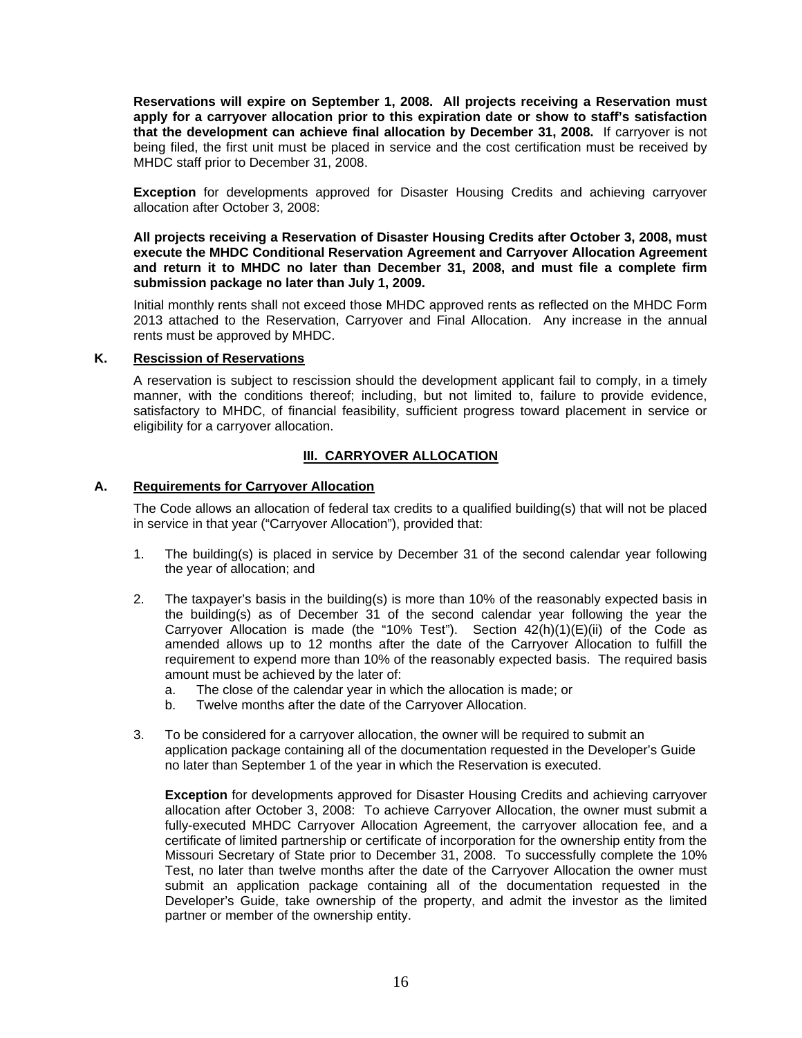**Reservations will expire on September 1, 2008. All projects receiving a Reservation must apply for a carryover allocation prior to this expiration date or show to staff's satisfaction that the development can achieve final allocation by December 31, 2008.** If carryover is not being filed, the first unit must be placed in service and the cost certification must be received by MHDC staff prior to December 31, 2008.

**Exception** for developments approved for Disaster Housing Credits and achieving carryover allocation after October 3, 2008:

**All projects receiving a Reservation of Disaster Housing Credits after October 3, 2008, must execute the MHDC Conditional Reservation Agreement and Carryover Allocation Agreement and return it to MHDC no later than December 31, 2008, and must file a complete firm submission package no later than July 1, 2009.**

Initial monthly rents shall not exceed those MHDC approved rents as reflected on the MHDC Form 2013 attached to the Reservation, Carryover and Final Allocation. Any increase in the annual rents must be approved by MHDC.

**K. Rescission of Reservations**

A reservation is subject to rescission should the development applicant fail to comply, in a timely manner, with the conditions thereof; including, but not limited to, failure to provide evidence, satisfactory to MHDC, of financial feasibility, sufficient progress toward placement in service or eligibility for a carryover allocation.

## III. CARRYOVER ALLOCATION

**A. Requirements for Carryover Allocation**

The Code allows an allocation of federal tax credits to a qualified building(s) that will not be placed in service in that year ("Carryover Allocation"), provided that:

1. The building(s) is placed in service by December 31 of the second calendar year following the year of allocation; and

2. The taxpayer's basis in the building(s) is more than 10% of the reasonably expected basis in the building(s) as of December 31 of the second calendar year following the year the Carryover Allocation is made (the "10% Test"). Section 42(h)(1)(E)(ii) of the Code as amended allows up to 12 months after the date of the Carryover Allocation to fulfill the requirement to expend more than 10% of the reasonably expected basis. The required basis amount must be achieved by the later of:
   a. The close of the calendar year in which the allocation is made; or
   b. Twelve months after the date of the Carryover Allocation.

3. To be considered for a carryover allocation, the owner will be required to submit an application package containing all of the documentation requested in the Developer's Guide no later than September 1 of the year in which the Reservation is executed.

   **Exception** for developments approved for Disaster Housing Credits and achieving carryover allocation after October 3, 2008: To achieve Carryover Allocation, the owner must submit a fully-executed MHDC Carryover Allocation Agreement, the carryover allocation fee, and a certificate of limited partnership or certificate of incorporation for the ownership entity from the Missouri Secretary of State prior to December 31, 2008. To successfully complete the 10% Test, no later than twelve months after the date of the Carryover Allocation the owner must submit an application package containing all of the documentation requested in the Developer's Guide, take ownership of the property, and admit the investor as the limited partner or member of the ownership entity.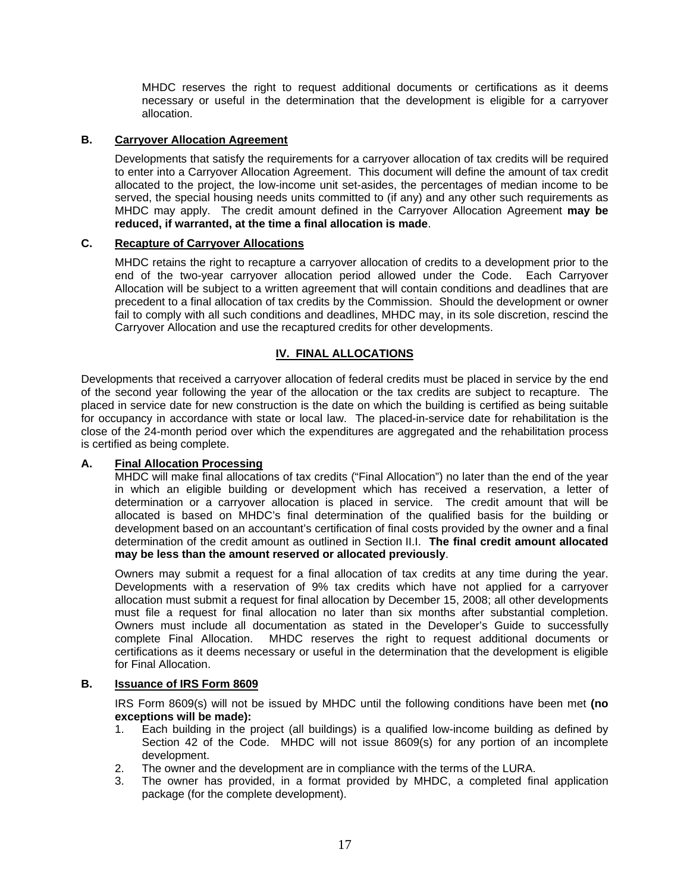MHDC reserves the right to request additional documents or certifications as it deems necessary or useful in the determination that the development is eligible for a carryover allocation.

### B. Carryover Allocation Agreement

Developments that satisfy the requirements for a carryover allocation of tax credits will be required to enter into a Carryover Allocation Agreement. This document will define the amount of tax credit allocated to the project, the low-income unit set-asides, the percentages of median income to be served, the special housing needs units committed to (if any) and any other such requirements as MHDC may apply. The credit amount defined in the Carryover Allocation Agreement **may be reduced, if warranted, at the time a final allocation is made**.

### C. Recapture of Carryover Allocations

MHDC retains the right to recapture a carryover allocation of credits to a development prior to the end of the two-year carryover allocation period allowed under the Code. Each Carryover Allocation will be subject to a written agreement that will contain conditions and deadlines that are precedent to a final allocation of tax credits by the Commission. Should the development or owner fail to comply with all such conditions and deadlines, MHDC may, in its sole discretion, rescind the Carryover Allocation and use the recaptured credits for other developments.

## IV. FINAL ALLOCATIONS

Developments that received a carryover allocation of federal credits must be placed in service by the end of the second year following the year of the allocation or the tax credits are subject to recapture. The placed in service date for new construction is the date on which the building is certified as being suitable for occupancy in accordance with state or local law. The placed-in-service date for rehabilitation is the close of the 24-month period over which the expenditures are aggregated and the rehabilitation process is certified as being complete.

### A. Final Allocation Processing

MHDC will make final allocations of tax credits ("Final Allocation") no later than the end of the year in which an eligible building or development which has received a reservation, a letter of determination or a carryover allocation is placed in service. The credit amount that will be allocated is based on MHDC's final determination of the qualified basis for the building or development based on an accountant's certification of final costs provided by the owner and a final determination of the credit amount as outlined in Section II.I. **The final credit amount allocated may be less than the amount reserved or allocated previously**.

Owners may submit a request for a final allocation of tax credits at any time during the year. Developments with a reservation of 9% tax credits which have not applied for a carryover allocation must submit a request for final allocation by December 15, 2008; all other developments must file a request for final allocation no later than six months after substantial completion. Owners must include all documentation as stated in the Developer's Guide to successfully complete Final Allocation. MHDC reserves the right to request additional documents or certifications as it deems necessary or useful in the determination that the development is eligible for Final Allocation.

### B. Issuance of IRS Form 8609

IRS Form 8609(s) will not be issued by MHDC until the following conditions have been met **(no exceptions will be made):**

1. Each building in the project (all buildings) is a qualified low-income building as defined by Section 42 of the Code. MHDC will not issue 8609(s) for any portion of an incomplete development.
2. The owner and the development are in compliance with the terms of the LURA.
3. The owner has provided, in a format provided by MHDC, a completed final application package (for the complete development).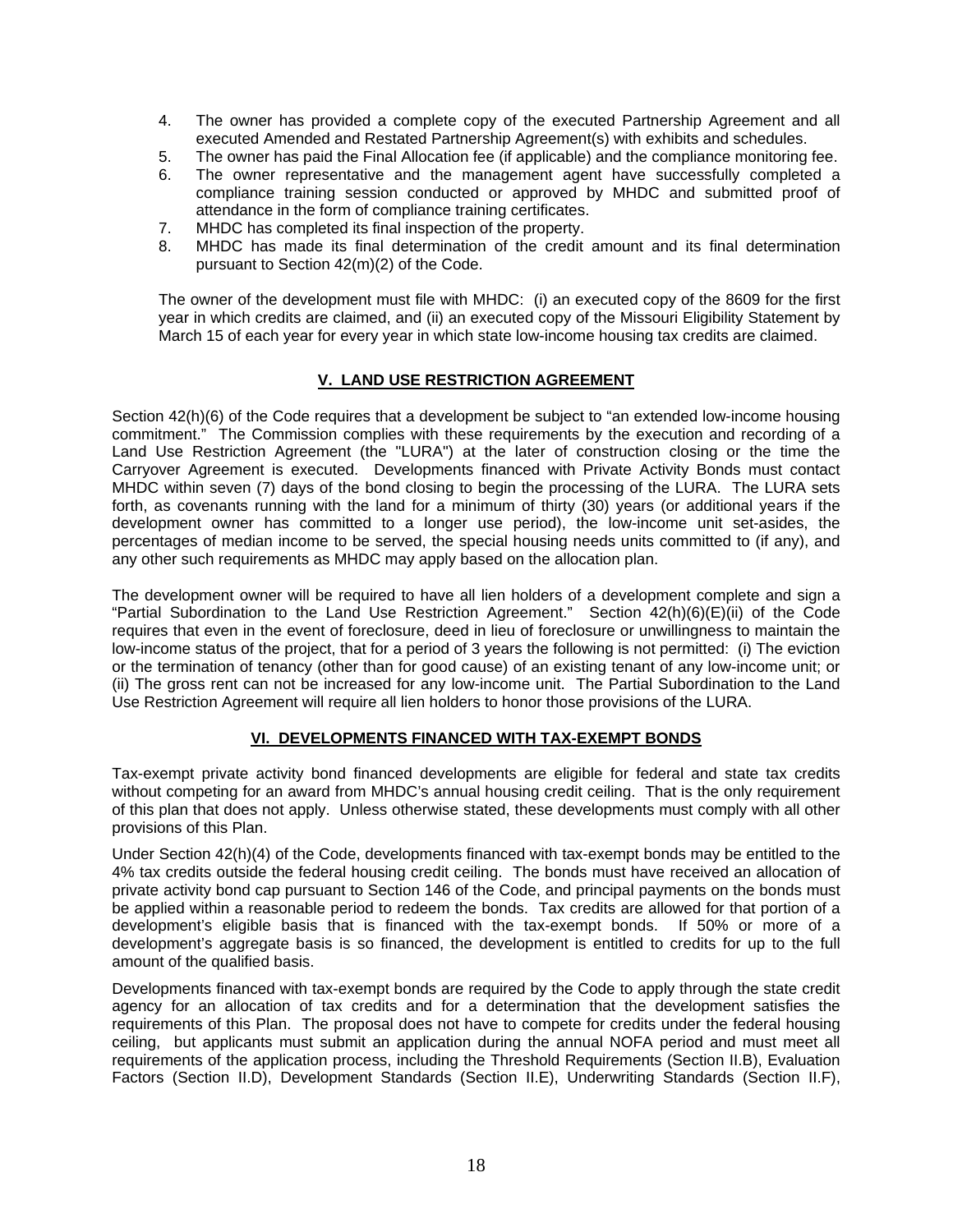4. The owner has provided a complete copy of the executed Partnership Agreement and all executed Amended and Restated Partnership Agreement(s) with exhibits and schedules.
5. The owner has paid the Final Allocation fee (if applicable) and the compliance monitoring fee.
6. The owner representative and the management agent have successfully completed a compliance training session conducted or approved by MHDC and submitted proof of attendance in the form of compliance training certificates.
7. MHDC has completed its final inspection of the property.
8. MHDC has made its final determination of the credit amount and its final determination pursuant to Section 42(m)(2) of the Code.

The owner of the development must file with MHDC: (i) an executed copy of the 8609 for the first year in which credits are claimed, and (ii) an executed copy of the Missouri Eligibility Statement by March 15 of each year for every year in which state low-income housing tax credits are claimed.

## V. LAND USE RESTRICTION AGREEMENT

Section 42(h)(6) of the Code requires that a development be subject to "an extended low-income housing commitment." The Commission complies with these requirements by the execution and recording of a Land Use Restriction Agreement (the "LURA") at the later of construction closing or the time the Carryover Agreement is executed. Developments financed with Private Activity Bonds must contact MHDC within seven (7) days of the bond closing to begin the processing of the LURA. The LURA sets forth, as covenants running with the land for a minimum of thirty (30) years (or additional years if the development owner has committed to a longer use period), the low-income unit set-asides, the percentages of median income to be served, the special housing needs units committed to (if any), and any other such requirements as MHDC may apply based on the allocation plan.

The development owner will be required to have all lien holders of a development complete and sign a "Partial Subordination to the Land Use Restriction Agreement." Section 42(h)(6)(E)(ii) of the Code requires that even in the event of foreclosure, deed in lieu of foreclosure or unwillingness to maintain the low-income status of the project, that for a period of 3 years the following is not permitted: (i) The eviction or the termination of tenancy (other than for good cause) of an existing tenant of any low-income unit; or (ii) The gross rent can not be increased for any low-income unit. The Partial Subordination to the Land Use Restriction Agreement will require all lien holders to honor those provisions of the LURA.

## VI. DEVELOPMENTS FINANCED WITH TAX-EXEMPT BONDS

Tax-exempt private activity bond financed developments are eligible for federal and state tax credits without competing for an award from MHDC's annual housing credit ceiling. That is the only requirement of this plan that does not apply. Unless otherwise stated, these developments must comply with all other provisions of this Plan.

Under Section 42(h)(4) of the Code, developments financed with tax-exempt bonds may be entitled to the 4% tax credits outside the federal housing credit ceiling. The bonds must have received an allocation of private activity bond cap pursuant to Section 146 of the Code, and principal payments on the bonds must be applied within a reasonable period to redeem the bonds. Tax credits are allowed for that portion of a development's eligible basis that is financed with the tax-exempt bonds. If 50% or more of a development's aggregate basis is so financed, the development is entitled to credits for up to the full amount of the qualified basis.

Developments financed with tax-exempt bonds are required by the Code to apply through the state credit agency for an allocation of tax credits and for a determination that the development satisfies the requirements of this Plan. The proposal does not have to compete for credits under the federal housing ceiling, but applicants must submit an application during the annual NOFA period and must meet all requirements of the application process, including the Threshold Requirements (Section II.B), Evaluation Factors (Section II.D), Development Standards (Section II.E), Underwriting Standards (Section II.F),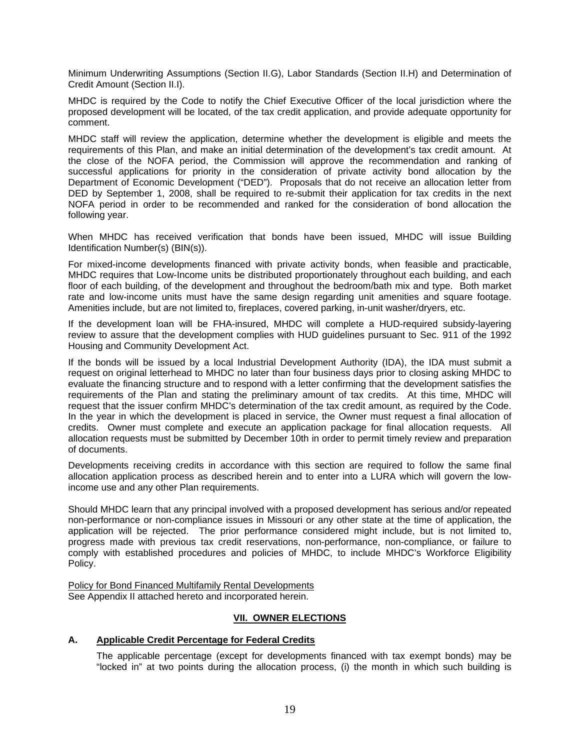Minimum Underwriting Assumptions (Section II.G), Labor Standards (Section II.H) and Determination of Credit Amount (Section II.I).

MHDC is required by the Code to notify the Chief Executive Officer of the local jurisdiction where the proposed development will be located, of the tax credit application, and provide adequate opportunity for comment.

MHDC staff will review the application, determine whether the development is eligible and meets the requirements of this Plan, and make an initial determination of the development's tax credit amount. At the close of the NOFA period, the Commission will approve the recommendation and ranking of successful applications for priority in the consideration of private activity bond allocation by the Department of Economic Development ("DED"). Proposals that do not receive an allocation letter from DED by September 1, 2008, shall be required to re-submit their application for tax credits in the next NOFA period in order to be recommended and ranked for the consideration of bond allocation the following year.

When MHDC has received verification that bonds have been issued, MHDC will issue Building Identification Number(s) (BIN(s)).

For mixed-income developments financed with private activity bonds, when feasible and practicable, MHDC requires that Low-Income units be distributed proportionately throughout each building, and each floor of each building, of the development and throughout the bedroom/bath mix and type. Both market rate and low-income units must have the same design regarding unit amenities and square footage. Amenities include, but are not limited to, fireplaces, covered parking, in-unit washer/dryers, etc.

If the development loan will be FHA-insured, MHDC will complete a HUD-required subsidy-layering review to assure that the development complies with HUD guidelines pursuant to Sec. 911 of the 1992 Housing and Community Development Act.

If the bonds will be issued by a local Industrial Development Authority (IDA), the IDA must submit a request on original letterhead to MHDC no later than four business days prior to closing asking MHDC to evaluate the financing structure and to respond with a letter confirming that the development satisfies the requirements of the Plan and stating the preliminary amount of tax credits. At this time, MHDC will request that the issuer confirm MHDC's determination of the tax credit amount, as required by the Code. In the year in which the development is placed in service, the Owner must request a final allocation of credits. Owner must complete and execute an application package for final allocation requests. All allocation requests must be submitted by December 10th in order to permit timely review and preparation of documents.

Developments receiving credits in accordance with this section are required to follow the same final allocation application process as described herein and to enter into a LURA which will govern the low-income use and any other Plan requirements.

Should MHDC learn that any principal involved with a proposed development has serious and/or repeated non-performance or non-compliance issues in Missouri or any other state at the time of application, the application will be rejected. The prior performance considered might include, but is not limited to, progress made with previous tax credit reservations, non-performance, non-compliance, or failure to comply with established procedures and policies of MHDC, to include MHDC's Workforce Eligibility Policy.

Policy for Bond Financed Multifamily Rental Developments
See Appendix II attached hereto and incorporated herein.

## VII. OWNER ELECTIONS

### A. Applicable Credit Percentage for Federal Credits

The applicable percentage (except for developments financed with tax exempt bonds) may be "locked in" at two points during the allocation process, (i) the month in which such building is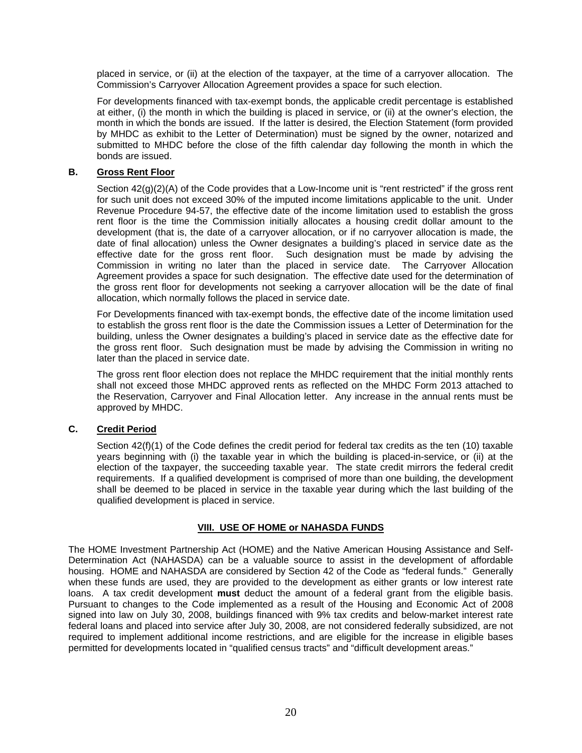placed in service, or (ii) at the election of the taxpayer, at the time of a carryover allocation. The Commission's Carryover Allocation Agreement provides a space for such election.

For developments financed with tax-exempt bonds, the applicable credit percentage is established at either, (i) the month in which the building is placed in service, or (ii) at the owner's election, the month in which the bonds are issued. If the latter is desired, the Election Statement (form provided by MHDC as exhibit to the Letter of Determination) must be signed by the owner, notarized and submitted to MHDC before the close of the fifth calendar day following the month in which the bonds are issued.

### B. Gross Rent Floor

Section 42(g)(2)(A) of the Code provides that a Low-Income unit is "rent restricted" if the gross rent for such unit does not exceed 30% of the imputed income limitations applicable to the unit. Under Revenue Procedure 94-57, the effective date of the income limitation used to establish the gross rent floor is the time the Commission initially allocates a housing credit dollar amount to the development (that is, the date of a carryover allocation, or if no carryover allocation is made, the date of final allocation) unless the Owner designates a building's placed in service date as the effective date for the gross rent floor. Such designation must be made by advising the Commission in writing no later than the placed in service date. The Carryover Allocation Agreement provides a space for such designation. The effective date used for the determination of the gross rent floor for developments not seeking a carryover allocation will be the date of final allocation, which normally follows the placed in service date.

For Developments financed with tax-exempt bonds, the effective date of the income limitation used to establish the gross rent floor is the date the Commission issues a Letter of Determination for the building, unless the Owner designates a building's placed in service date as the effective date for the gross rent floor. Such designation must be made by advising the Commission in writing no later than the placed in service date.

The gross rent floor election does not replace the MHDC requirement that the initial monthly rents shall not exceed those MHDC approved rents as reflected on the MHDC Form 2013 attached to the Reservation, Carryover and Final Allocation letter. Any increase in the annual rents must be approved by MHDC.

### C. Credit Period

Section 42(f)(1) of the Code defines the credit period for federal tax credits as the ten (10) taxable years beginning with (i) the taxable year in which the building is placed-in-service, or (ii) at the election of the taxpayer, the succeeding taxable year. The state credit mirrors the federal credit requirements. If a qualified development is comprised of more than one building, the development shall be deemed to be placed in service in the taxable year during which the last building of the qualified development is placed in service.

## VIII. USE OF HOME or NAHASDA FUNDS

The HOME Investment Partnership Act (HOME) and the Native American Housing Assistance and Self-Determination Act (NAHASDA) can be a valuable source to assist in the development of affordable housing. HOME and NAHASDA are considered by Section 42 of the Code as "federal funds." Generally when these funds are used, they are provided to the development as either grants or low interest rate loans. A tax credit development **must** deduct the amount of a federal grant from the eligible basis. Pursuant to changes to the Code implemented as a result of the Housing and Economic Act of 2008 signed into law on July 30, 2008, buildings financed with 9% tax credits and below-market interest rate federal loans and placed into service after July 30, 2008, are not considered federally subsidized, are not required to implement additional income restrictions, and are eligible for the increase in eligible bases permitted for developments located in "qualified census tracts" and "difficult development areas."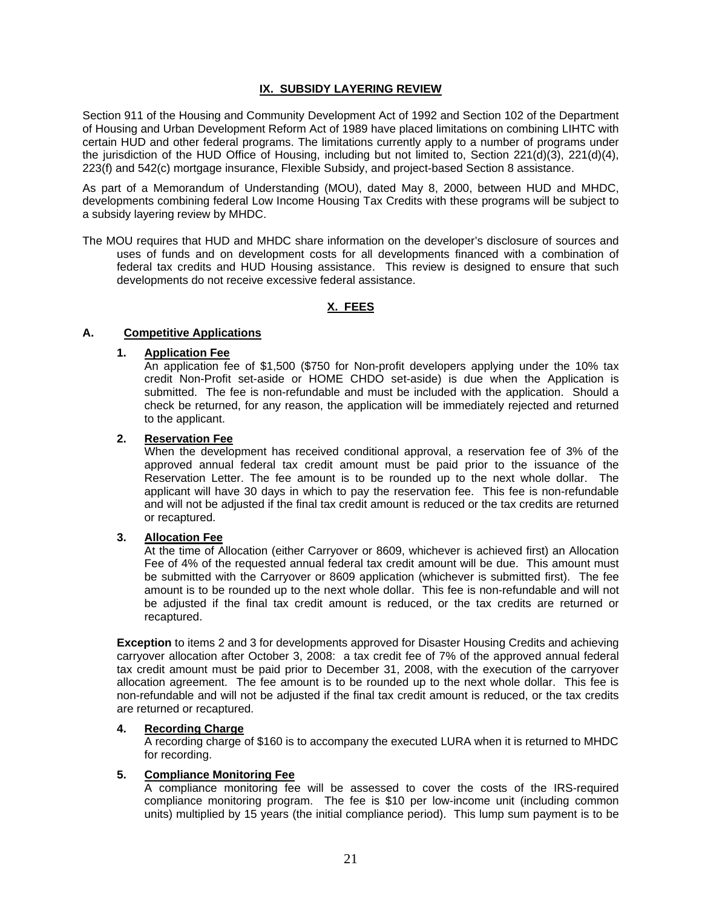## IX. SUBSIDY LAYERING REVIEW

Section 911 of the Housing and Community Development Act of 1992 and Section 102 of the Department of Housing and Urban Development Reform Act of 1989 have placed limitations on combining LIHTC with certain HUD and other federal programs. The limitations currently apply to a number of programs under the jurisdiction of the HUD Office of Housing, including but not limited to, Section 221(d)(3), 221(d)(4), 223(f) and 542(c) mortgage insurance, Flexible Subsidy, and project-based Section 8 assistance.

As part of a Memorandum of Understanding (MOU), dated May 8, 2000, between HUD and MHDC, developments combining federal Low Income Housing Tax Credits with these programs will be subject to a subsidy layering review by MHDC.

The MOU requires that HUD and MHDC share information on the developer's disclosure of sources and uses of funds and on development costs for all developments financed with a combination of federal tax credits and HUD Housing assistance. This review is designed to ensure that such developments do not receive excessive federal assistance.

## X. FEES

### A. Competitive Applications

#### 1. Application Fee

An application fee of $1,500 ($750 for Non-profit developers applying under the 10% tax credit Non-Profit set-aside or HOME CHDO set-aside) is due when the Application is submitted. The fee is non-refundable and must be included with the application. Should a check be returned, for any reason, the application will be immediately rejected and returned to the applicant.

#### 2. Reservation Fee

When the development has received conditional approval, a reservation fee of 3% of the approved annual federal tax credit amount must be paid prior to the issuance of the Reservation Letter. The fee amount is to be rounded up to the next whole dollar. The applicant will have 30 days in which to pay the reservation fee. This fee is non-refundable and will not be adjusted if the final tax credit amount is reduced or the tax credits are returned or recaptured.

#### 3. Allocation Fee

At the time of Allocation (either Carryover or 8609, whichever is achieved first) an Allocation Fee of 4% of the requested annual federal tax credit amount will be due. This amount must be submitted with the Carryover or 8609 application (whichever is submitted first). The fee amount is to be rounded up to the next whole dollar. This fee is non-refundable and will not be adjusted if the final tax credit amount is reduced, or the tax credits are returned or recaptured.

**Exception** to items 2 and 3 for developments approved for Disaster Housing Credits and achieving carryover allocation after October 3, 2008: a tax credit fee of 7% of the approved annual federal tax credit amount must be paid prior to December 31, 2008, with the execution of the carryover allocation agreement. The fee amount is to be rounded up to the next whole dollar. This fee is non-refundable and will not be adjusted if the final tax credit amount is reduced, or the tax credits are returned or recaptured.

#### 4. Recording Charge

A recording charge of $160 is to accompany the executed LURA when it is returned to MHDC for recording.

#### 5. Compliance Monitoring Fee

A compliance monitoring fee will be assessed to cover the costs of the IRS-required compliance monitoring program. The fee is $10 per low-income unit (including common units) multiplied by 15 years (the initial compliance period). This lump sum payment is to be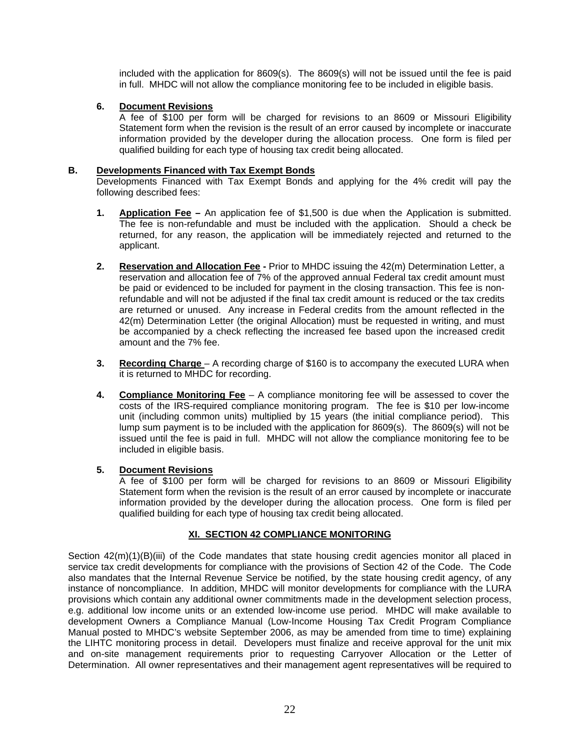included with the application for 8609(s). The 8609(s) will not be issued until the fee is paid in full. MHDC will not allow the compliance monitoring fee to be included in eligible basis.

**6. Document Revisions**

A fee of $100 per form will be charged for revisions to an 8609 or Missouri Eligibility Statement form when the revision is the result of an error caused by incomplete or inaccurate information provided by the developer during the allocation process. One form is filed per qualified building for each type of housing tax credit being allocated.

**B. Developments Financed with Tax Exempt Bonds**

Developments Financed with Tax Exempt Bonds and applying for the 4% credit will pay the following described fees:

1. **Application Fee –** An application fee of $1,500 is due when the Application is submitted. The fee is non-refundable and must be included with the application. Should a check be returned, for any reason, the application will be immediately rejected and returned to the applicant.

2. **Reservation and Allocation Fee -** Prior to MHDC issuing the 42(m) Determination Letter, a reservation and allocation fee of 7% of the approved annual Federal tax credit amount must be paid or evidenced to be included for payment in the closing transaction. This fee is non-refundable and will not be adjusted if the final tax credit amount is reduced or the tax credits are returned or unused. Any increase in Federal credits from the amount reflected in the 42(m) Determination Letter (the original Allocation) must be requested in writing, and must be accompanied by a check reflecting the increased fee based upon the increased credit amount and the 7% fee.

3. **Recording Charge** – A recording charge of $160 is to accompany the executed LURA when it is returned to MHDC for recording.

4. **Compliance Monitoring Fee** – A compliance monitoring fee will be assessed to cover the costs of the IRS-required compliance monitoring program. The fee is $10 per low-income unit (including common units) multiplied by 15 years (the initial compliance period). This lump sum payment is to be included with the application for 8609(s). The 8609(s) will not be issued until the fee is paid in full. MHDC will not allow the compliance monitoring fee to be included in eligible basis.

5. **Document Revisions**

   A fee of $100 per form will be charged for revisions to an 8609 or Missouri Eligibility Statement form when the revision is the result of an error caused by incomplete or inaccurate information provided by the developer during the allocation process. One form is filed per qualified building for each type of housing tax credit being allocated.

## XI. SECTION 42 COMPLIANCE MONITORING

Section 42(m)(1)(B)(iii) of the Code mandates that state housing credit agencies monitor all placed in service tax credit developments for compliance with the provisions of Section 42 of the Code. The Code also mandates that the Internal Revenue Service be notified, by the state housing credit agency, of any instance of noncompliance. In addition, MHDC will monitor developments for compliance with the LURA provisions which contain any additional owner commitments made in the development selection process, e.g. additional low income units or an extended low-income use period. MHDC will make available to development Owners a Compliance Manual (Low-Income Housing Tax Credit Program Compliance Manual posted to MHDC's website September 2006, as may be amended from time to time) explaining the LIHTC monitoring process in detail. Developers must finalize and receive approval for the unit mix and on-site management requirements prior to requesting Carryover Allocation or the Letter of Determination. All owner representatives and their management agent representatives will be required to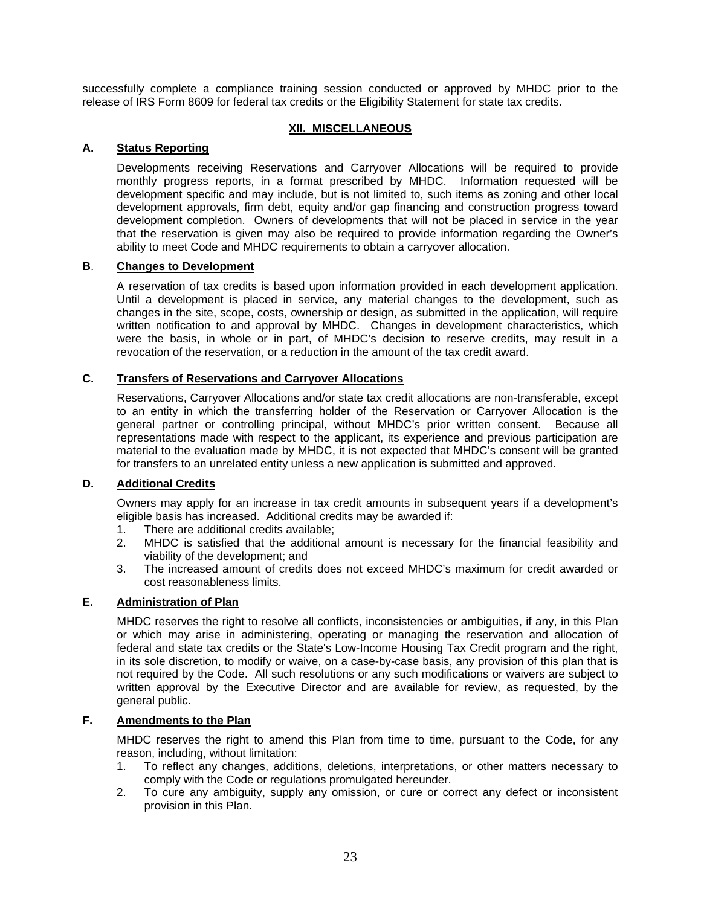successfully complete a compliance training session conducted or approved by MHDC prior to the release of IRS Form 8609 for federal tax credits or the Eligibility Statement for state tax credits.

## XII. MISCELLANEOUS

### A. Status Reporting

Developments receiving Reservations and Carryover Allocations will be required to provide monthly progress reports, in a format prescribed by MHDC. Information requested will be development specific and may include, but is not limited to, such items as zoning and other local development approvals, firm debt, equity and/or gap financing and construction progress toward development completion. Owners of developments that will not be placed in service in the year that the reservation is given may also be required to provide information regarding the Owner's ability to meet Code and MHDC requirements to obtain a carryover allocation.

### B. Changes to Development

A reservation of tax credits is based upon information provided in each development application. Until a development is placed in service, any material changes to the development, such as changes in the site, scope, costs, ownership or design, as submitted in the application, will require written notification to and approval by MHDC. Changes in development characteristics, which were the basis, in whole or in part, of MHDC's decision to reserve credits, may result in a revocation of the reservation, or a reduction in the amount of the tax credit award.

### C. Transfers of Reservations and Carryover Allocations

Reservations, Carryover Allocations and/or state tax credit allocations are non-transferable, except to an entity in which the transferring holder of the Reservation or Carryover Allocation is the general partner or controlling principal, without MHDC's prior written consent. Because all representations made with respect to the applicant, its experience and previous participation are material to the evaluation made by MHDC, it is not expected that MHDC's consent will be granted for transfers to an unrelated entity unless a new application is submitted and approved.

### D. Additional Credits

Owners may apply for an increase in tax credit amounts in subsequent years if a development's eligible basis has increased. Additional credits may be awarded if:

1. There are additional credits available;
2. MHDC is satisfied that the additional amount is necessary for the financial feasibility and viability of the development; and
3. The increased amount of credits does not exceed MHDC's maximum for credit awarded or cost reasonableness limits.

### E. Administration of Plan

MHDC reserves the right to resolve all conflicts, inconsistencies or ambiguities, if any, in this Plan or which may arise in administering, operating or managing the reservation and allocation of federal and state tax credits or the State's Low-Income Housing Tax Credit program and the right, in its sole discretion, to modify or waive, on a case-by-case basis, any provision of this plan that is not required by the Code. All such resolutions or any such modifications or waivers are subject to written approval by the Executive Director and are available for review, as requested, by the general public.

### F. Amendments to the Plan

MHDC reserves the right to amend this Plan from time to time, pursuant to the Code, for any reason, including, without limitation:

1. To reflect any changes, additions, deletions, interpretations, or other matters necessary to comply with the Code or regulations promulgated hereunder.
2. To cure any ambiguity, supply any omission, or cure or correct any defect or inconsistent provision in this Plan.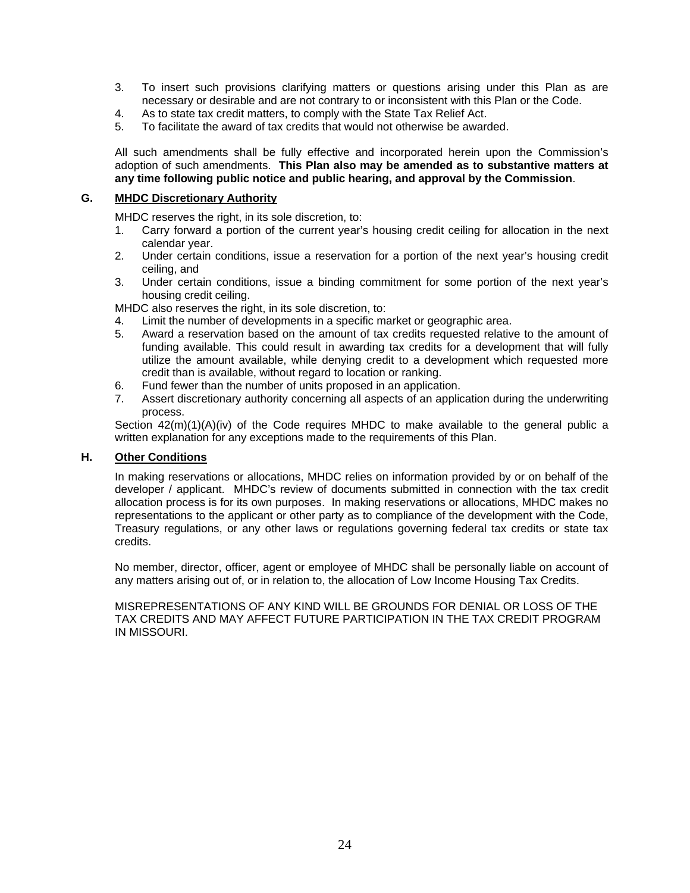3. To insert such provisions clarifying matters or questions arising under this Plan as are necessary or desirable and are not contrary to or inconsistent with this Plan or the Code.
4. As to state tax credit matters, to comply with the State Tax Relief Act.
5. To facilitate the award of tax credits that would not otherwise be awarded.

All such amendments shall be fully effective and incorporated herein upon the Commission's adoption of such amendments. **This Plan also may be amended as to substantive matters at any time following public notice and public hearing, and approval by the Commission**.

## G. MHDC Discretionary Authority

MHDC reserves the right, in its sole discretion, to:

1. Carry forward a portion of the current year's housing credit ceiling for allocation in the next calendar year.
2. Under certain conditions, issue a reservation for a portion of the next year's housing credit ceiling, and
3. Under certain conditions, issue a binding commitment for some portion of the next year's housing credit ceiling.

MHDC also reserves the right, in its sole discretion, to:

4. Limit the number of developments in a specific market or geographic area.
5. Award a reservation based on the amount of tax credits requested relative to the amount of funding available. This could result in awarding tax credits for a development that will fully utilize the amount available, while denying credit to a development which requested more credit than is available, without regard to location or ranking.
6. Fund fewer than the number of units proposed in an application.
7. Assert discretionary authority concerning all aspects of an application during the underwriting process.

Section 42(m)(1)(A)(iv) of the Code requires MHDC to make available to the general public a written explanation for any exceptions made to the requirements of this Plan.

## H. Other Conditions

In making reservations or allocations, MHDC relies on information provided by or on behalf of the developer / applicant. MHDC's review of documents submitted in connection with the tax credit allocation process is for its own purposes. In making reservations or allocations, MHDC makes no representations to the applicant or other party as to compliance of the development with the Code, Treasury regulations, or any other laws or regulations governing federal tax credits or state tax credits.

No member, director, officer, agent or employee of MHDC shall be personally liable on account of any matters arising out of, or in relation to, the allocation of Low Income Housing Tax Credits.

MISREPRESENTATIONS OF ANY KIND WILL BE GROUNDS FOR DENIAL OR LOSS OF THE TAX CREDITS AND MAY AFFECT FUTURE PARTICIPATION IN THE TAX CREDIT PROGRAM IN MISSOURI.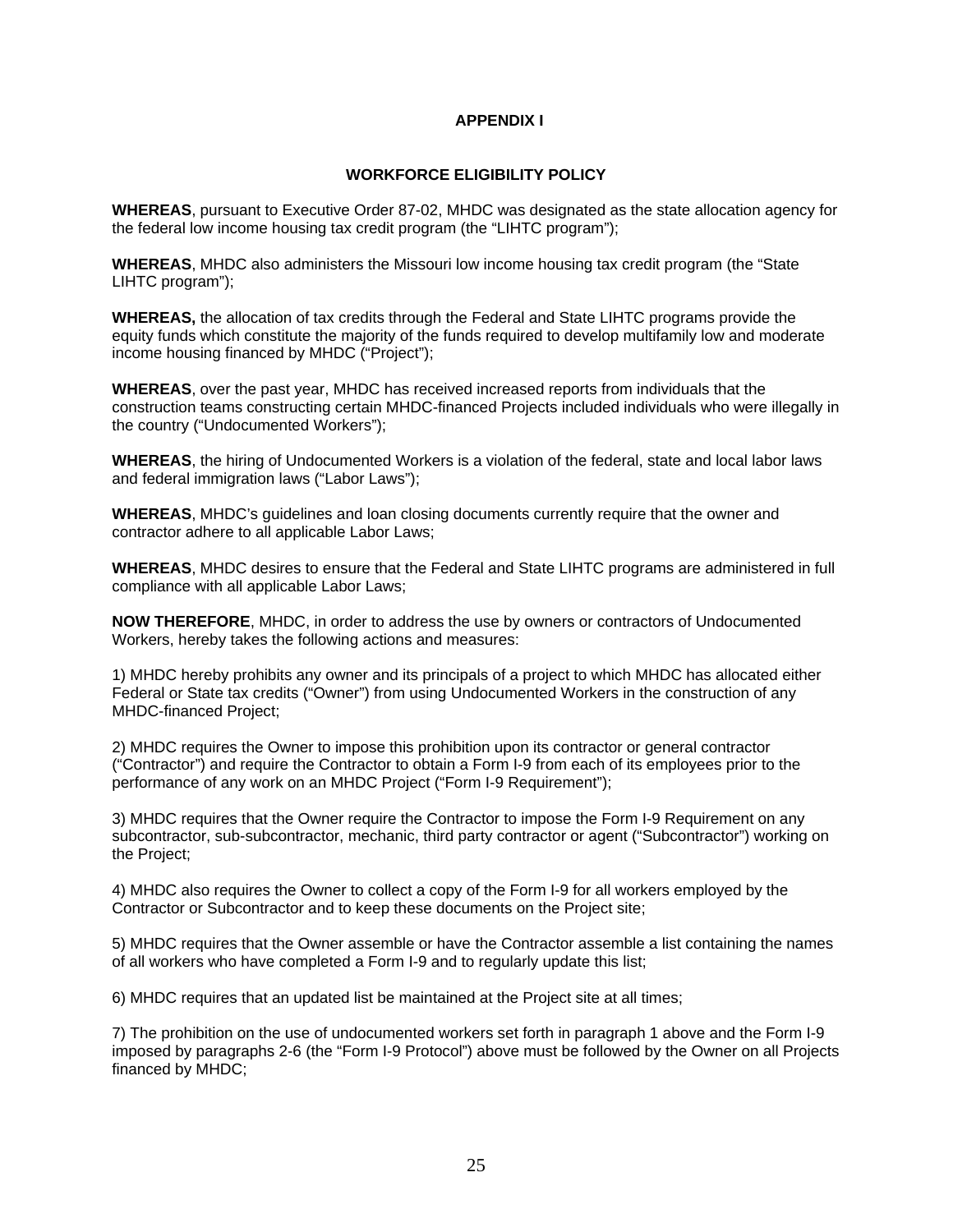# APPENDIX I

## WORKFORCE ELIGIBILITY POLICY

**WHEREAS**, pursuant to Executive Order 87-02, MHDC was designated as the state allocation agency for the federal low income housing tax credit program (the "LIHTC program");

**WHEREAS**, MHDC also administers the Missouri low income housing tax credit program (the "State LIHTC program");

**WHEREAS,** the allocation of tax credits through the Federal and State LIHTC programs provide the equity funds which constitute the majority of the funds required to develop multifamily low and moderate income housing financed by MHDC ("Project");

**WHEREAS**, over the past year, MHDC has received increased reports from individuals that the construction teams constructing certain MHDC-financed Projects included individuals who were illegally in the country ("Undocumented Workers");

**WHEREAS**, the hiring of Undocumented Workers is a violation of the federal, state and local labor laws and federal immigration laws ("Labor Laws");

**WHEREAS**, MHDC's guidelines and loan closing documents currently require that the owner and contractor adhere to all applicable Labor Laws;

**WHEREAS**, MHDC desires to ensure that the Federal and State LIHTC programs are administered in full compliance with all applicable Labor Laws;

**NOW THEREFORE**, MHDC, in order to address the use by owners or contractors of Undocumented Workers, hereby takes the following actions and measures:

1) MHDC hereby prohibits any owner and its principals of a project to which MHDC has allocated either Federal or State tax credits ("Owner") from using Undocumented Workers in the construction of any MHDC-financed Project;

2) MHDC requires the Owner to impose this prohibition upon its contractor or general contractor ("Contractor") and require the Contractor to obtain a Form I-9 from each of its employees prior to the performance of any work on an MHDC Project ("Form I-9 Requirement");

3) MHDC requires that the Owner require the Contractor to impose the Form I-9 Requirement on any subcontractor, sub-subcontractor, mechanic, third party contractor or agent ("Subcontractor") working on the Project;

4) MHDC also requires the Owner to collect a copy of the Form I-9 for all workers employed by the Contractor or Subcontractor and to keep these documents on the Project site;

5) MHDC requires that the Owner assemble or have the Contractor assemble a list containing the names of all workers who have completed a Form I-9 and to regularly update this list;

6) MHDC requires that an updated list be maintained at the Project site at all times;

7) The prohibition on the use of undocumented workers set forth in paragraph 1 above and the Form I-9 imposed by paragraphs 2-6 (the "Form I-9 Protocol") above must be followed by the Owner on all Projects financed by MHDC;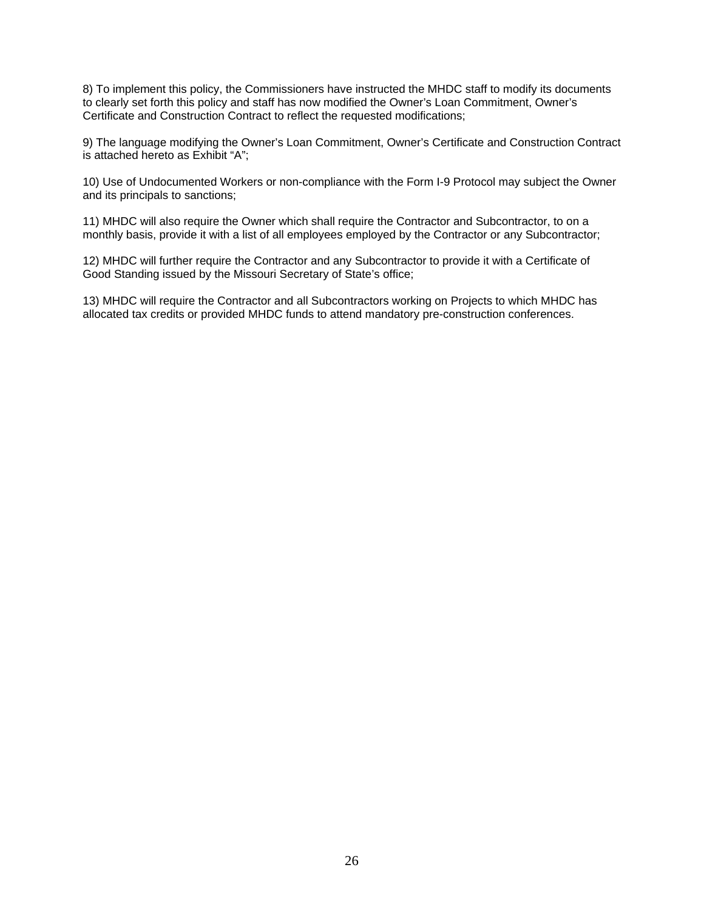8) To implement this policy, the Commissioners have instructed the MHDC staff to modify its documents to clearly set forth this policy and staff has now modified the Owner's Loan Commitment, Owner's Certificate and Construction Contract to reflect the requested modifications;

9) The language modifying the Owner's Loan Commitment, Owner's Certificate and Construction Contract is attached hereto as Exhibit "A";

10) Use of Undocumented Workers or non-compliance with the Form I-9 Protocol may subject the Owner and its principals to sanctions;

11) MHDC will also require the Owner which shall require the Contractor and Subcontractor, to on a monthly basis, provide it with a list of all employees employed by the Contractor or any Subcontractor;

12) MHDC will further require the Contractor and any Subcontractor to provide it with a Certificate of Good Standing issued by the Missouri Secretary of State's office;

13) MHDC will require the Contractor and all Subcontractors working on Projects to which MHDC has allocated tax credits or provided MHDC funds to attend mandatory pre-construction conferences.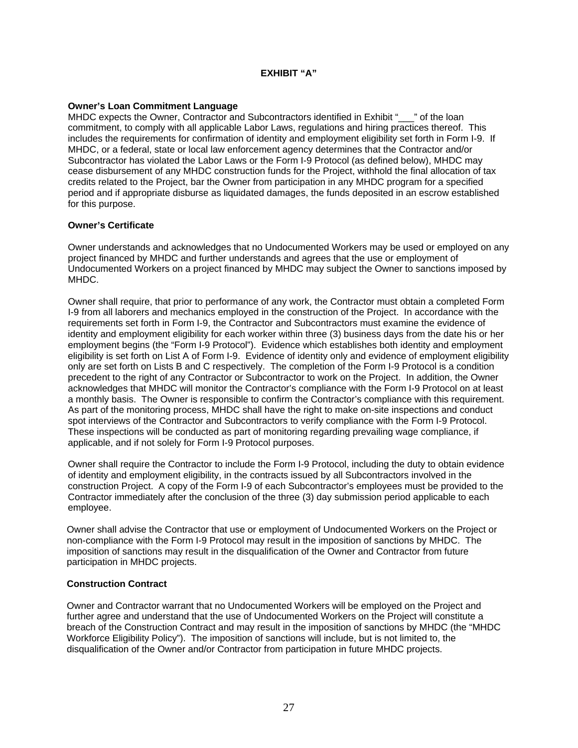# EXHIBIT "A"

**Owner's Loan Commitment Language**

MHDC expects the Owner, Contractor and Subcontractors identified in Exhibit "___" of the loan commitment, to comply with all applicable Labor Laws, regulations and hiring practices thereof. This includes the requirements for confirmation of identity and employment eligibility set forth in Form I-9. If MHDC, or a federal, state or local law enforcement agency determines that the Contractor and/or Subcontractor has violated the Labor Laws or the Form I-9 Protocol (as defined below), MHDC may cease disbursement of any MHDC construction funds for the Project, withhold the final allocation of tax credits related to the Project, bar the Owner from participation in any MHDC program for a specified period and if appropriate disburse as liquidated damages, the funds deposited in an escrow established for this purpose.

**Owner's Certificate**

Owner understands and acknowledges that no Undocumented Workers may be used or employed on any project financed by MHDC and further understands and agrees that the use or employment of Undocumented Workers on a project financed by MHDC may subject the Owner to sanctions imposed by MHDC.

Owner shall require, that prior to performance of any work, the Contractor must obtain a completed Form I-9 from all laborers and mechanics employed in the construction of the Project. In accordance with the requirements set forth in Form I-9, the Contractor and Subcontractors must examine the evidence of identity and employment eligibility for each worker within three (3) business days from the date his or her employment begins (the "Form I-9 Protocol"). Evidence which establishes both identity and employment eligibility is set forth on List A of Form I-9. Evidence of identity only and evidence of employment eligibility only are set forth on Lists B and C respectively. The completion of the Form I-9 Protocol is a condition precedent to the right of any Contractor or Subcontractor to work on the Project. In addition, the Owner acknowledges that MHDC will monitor the Contractor's compliance with the Form I-9 Protocol on at least a monthly basis. The Owner is responsible to confirm the Contractor's compliance with this requirement. As part of the monitoring process, MHDC shall have the right to make on-site inspections and conduct spot interviews of the Contractor and Subcontractors to verify compliance with the Form I-9 Protocol. These inspections will be conducted as part of monitoring regarding prevailing wage compliance, if applicable, and if not solely for Form I-9 Protocol purposes.

Owner shall require the Contractor to include the Form I-9 Protocol, including the duty to obtain evidence of identity and employment eligibility, in the contracts issued by all Subcontractors involved in the construction Project. A copy of the Form I-9 of each Subcontractor's employees must be provided to the Contractor immediately after the conclusion of the three (3) day submission period applicable to each employee.

Owner shall advise the Contractor that use or employment of Undocumented Workers on the Project or non-compliance with the Form I-9 Protocol may result in the imposition of sanctions by MHDC. The imposition of sanctions may result in the disqualification of the Owner and Contractor from future participation in MHDC projects.

**Construction Contract**

Owner and Contractor warrant that no Undocumented Workers will be employed on the Project and further agree and understand that the use of Undocumented Workers on the Project will constitute a breach of the Construction Contract and may result in the imposition of sanctions by MHDC (the "MHDC Workforce Eligibility Policy"). The imposition of sanctions will include, but is not limited to, the disqualification of the Owner and/or Contractor from participation in future MHDC projects.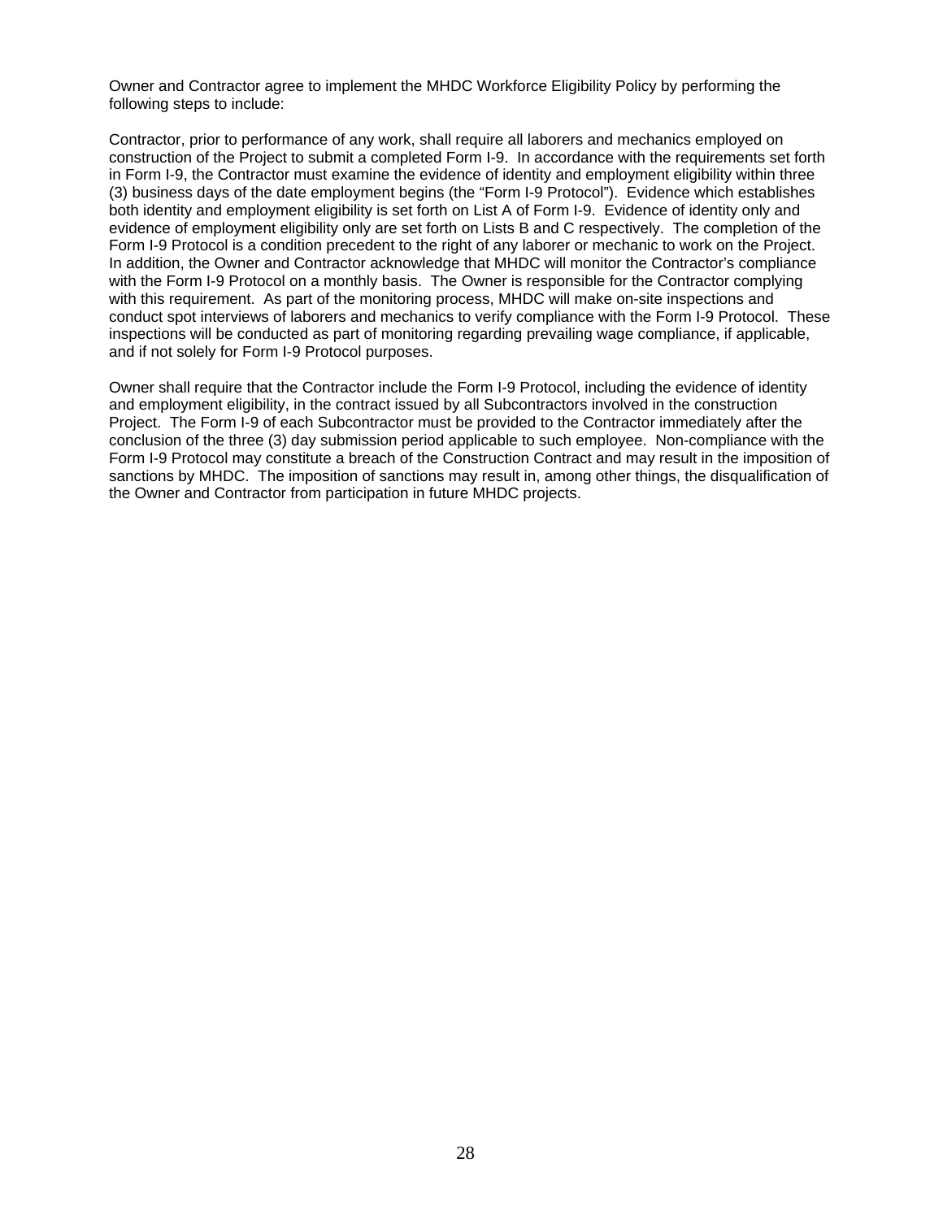Owner and Contractor agree to implement the MHDC Workforce Eligibility Policy by performing the following steps to include:

Contractor, prior to performance of any work, shall require all laborers and mechanics employed on construction of the Project to submit a completed Form I-9. In accordance with the requirements set forth in Form I-9, the Contractor must examine the evidence of identity and employment eligibility within three (3) business days of the date employment begins (the "Form I-9 Protocol"). Evidence which establishes both identity and employment eligibility is set forth on List A of Form I-9. Evidence of identity only and evidence of employment eligibility only are set forth on Lists B and C respectively. The completion of the Form I-9 Protocol is a condition precedent to the right of any laborer or mechanic to work on the Project. In addition, the Owner and Contractor acknowledge that MHDC will monitor the Contractor's compliance with the Form I-9 Protocol on a monthly basis. The Owner is responsible for the Contractor complying with this requirement. As part of the monitoring process, MHDC will make on-site inspections and conduct spot interviews of laborers and mechanics to verify compliance with the Form I-9 Protocol. These inspections will be conducted as part of monitoring regarding prevailing wage compliance, if applicable, and if not solely for Form I-9 Protocol purposes.

Owner shall require that the Contractor include the Form I-9 Protocol, including the evidence of identity and employment eligibility, in the contract issued by all Subcontractors involved in the construction Project. The Form I-9 of each Subcontractor must be provided to the Contractor immediately after the conclusion of the three (3) day submission period applicable to such employee. Non-compliance with the Form I-9 Protocol may constitute a breach of the Construction Contract and may result in the imposition of sanctions by MHDC. The imposition of sanctions may result in, among other things, the disqualification of the Owner and Contractor from participation in future MHDC projects.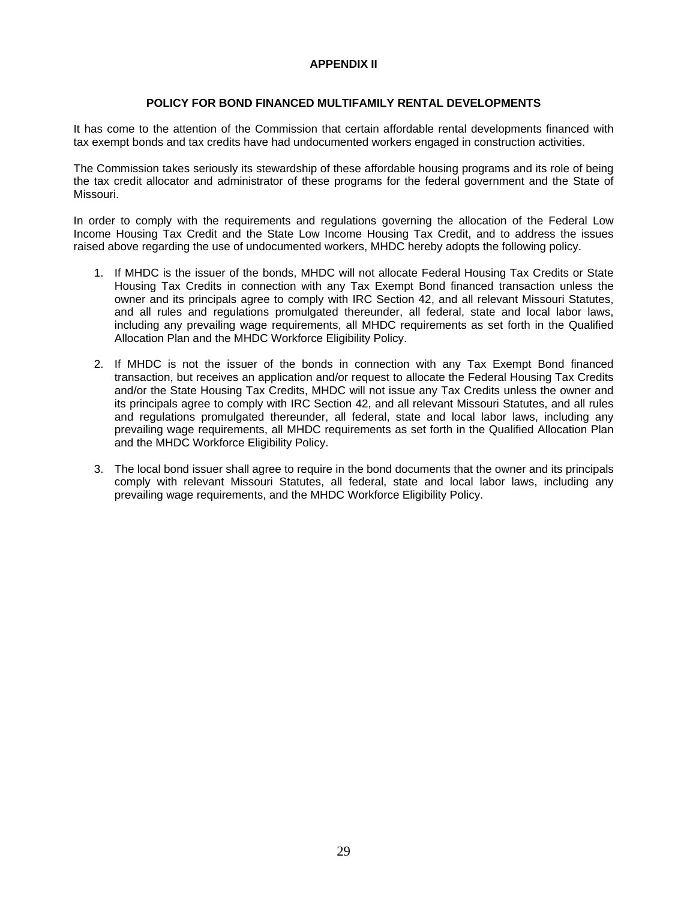# APPENDIX II

## POLICY FOR BOND FINANCED MULTIFAMILY RENTAL DEVELOPMENTS

It has come to the attention of the Commission that certain affordable rental developments financed with tax exempt bonds and tax credits have had undocumented workers engaged in construction activities.

The Commission takes seriously its stewardship of these affordable housing programs and its role of being the tax credit allocator and administrator of these programs for the federal government and the State of Missouri.

In order to comply with the requirements and regulations governing the allocation of the Federal Low Income Housing Tax Credit and the State Low Income Housing Tax Credit, and to address the issues raised above regarding the use of undocumented workers, MHDC hereby adopts the following policy.

1. If MHDC is the issuer of the bonds, MHDC will not allocate Federal Housing Tax Credits or State Housing Tax Credits in connection with any Tax Exempt Bond financed transaction unless the owner and its principals agree to comply with IRC Section 42, and all relevant Missouri Statutes, and all rules and regulations promulgated thereunder, all federal, state and local labor laws, including any prevailing wage requirements, all MHDC requirements as set forth in the Qualified Allocation Plan and the MHDC Workforce Eligibility Policy.

2. If MHDC is not the issuer of the bonds in connection with any Tax Exempt Bond financed transaction, but receives an application and/or request to allocate the Federal Housing Tax Credits and/or the State Housing Tax Credits, MHDC will not issue any Tax Credits unless the owner and its principals agree to comply with IRC Section 42, and all relevant Missouri Statutes, and all rules and regulations promulgated thereunder, all federal, state and local labor laws, including any prevailing wage requirements, all MHDC requirements as set forth in the Qualified Allocation Plan and the MHDC Workforce Eligibility Policy.

3. The local bond issuer shall agree to require in the bond documents that the owner and its principals comply with relevant Missouri Statutes, all federal, state and local labor laws, including any prevailing wage requirements, and the MHDC Workforce Eligibility Policy.